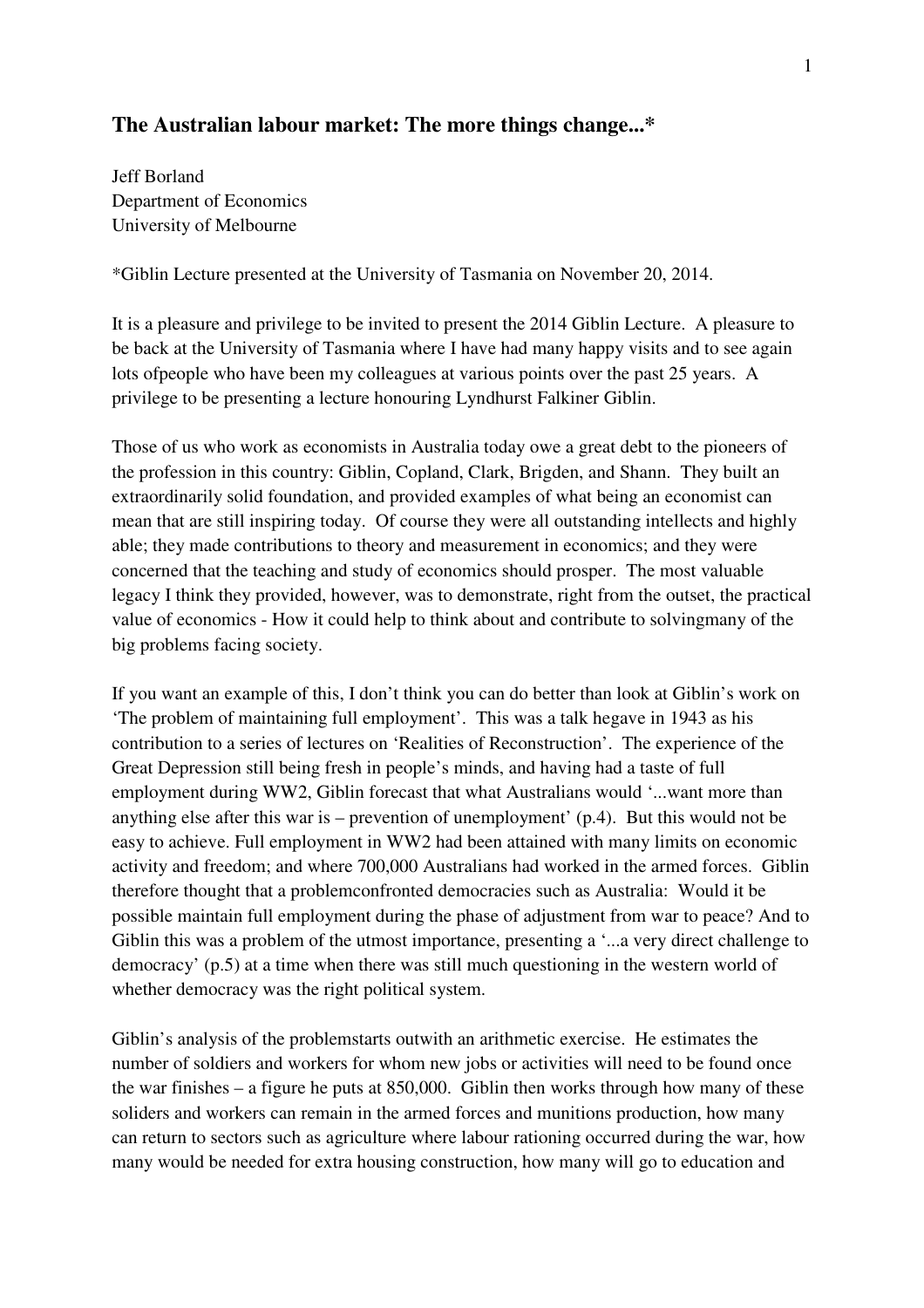## The Australian labour market: The more things change...*

Jeff Borland
Department of Economics
University of Melbourne

*Giblin Lecture presented at the University of Tasmania on November 20, 2014.

It is a pleasure and privilege to be invited to present the 2014 Giblin Lecture. A pleasure to be back at the University of Tasmania where I have had many happy visits and to see again lots ofpeople who have been my colleagues at various points over the past 25 years. A privilege to be presenting a lecture honouring Lyndhurst Falkiner Giblin.

Those of us who work as economists in Australia today owe a great debt to the pioneers of the profession in this country: Giblin, Copland, Clark, Brigden, and Shann. They built an extraordinarily solid foundation, and provided examples of what being an economist can mean that are still inspiring today. Of course they were all outstanding intellects and highly able; they made contributions to theory and measurement in economics; and they were concerned that the teaching and study of economics should prosper. The most valuable legacy I think they provided, however, was to demonstrate, right from the outset, the practical value of economics - How it could help to think about and contribute to solvingmany of the big problems facing society.

If you want an example of this, I don't think you can do better than look at Giblin's work on 'The problem of maintaining full employment'. This was a talk hegave in 1943 as his contribution to a series of lectures on 'Realities of Reconstruction'. The experience of the Great Depression still being fresh in people's minds, and having had a taste of full employment during WW2, Giblin forecast that what Australians would '...want more than anything else after this war is – prevention of unemployment' (p.4). But this would not be easy to achieve. Full employment in WW2 had been attained with many limits on economic activity and freedom; and where 700,000 Australians had worked in the armed forces. Giblin therefore thought that a problemconfronted democracies such as Australia: Would it be possible maintain full employment during the phase of adjustment from war to peace? And to Giblin this was a problem of the utmost importance, presenting a '...a very direct challenge to democracy' (p.5) at a time when there was still much questioning in the western world of whether democracy was the right political system.

Giblin's analysis of the problemstarts outwith an arithmetic exercise. He estimates the number of soldiers and workers for whom new jobs or activities will need to be found once the war finishes – a figure he puts at 850,000. Giblin then works through how many of these soliders and workers can remain in the armed forces and munitions production, how many can return to sectors such as agriculture where labour rationing occurred during the war, how many would be needed for extra housing construction, how many will go to education and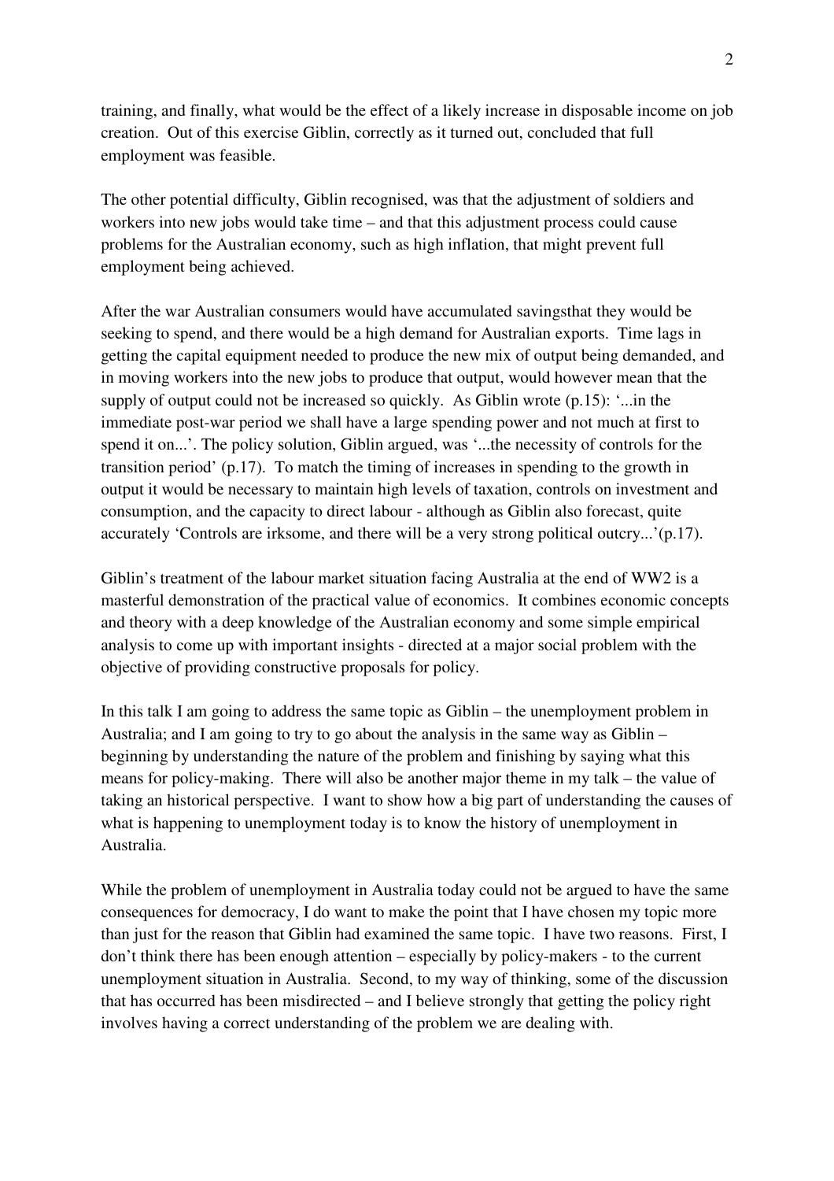training, and finally, what would be the effect of a likely increase in disposable income on job creation. Out of this exercise Giblin, correctly as it turned out, concluded that full employment was feasible.

The other potential difficulty, Giblin recognised, was that the adjustment of soldiers and workers into new jobs would take time – and that this adjustment process could cause problems for the Australian economy, such as high inflation, that might prevent full employment being achieved.

After the war Australian consumers would have accumulated savingsthat they would be seeking to spend, and there would be a high demand for Australian exports. Time lags in getting the capital equipment needed to produce the new mix of output being demanded, and in moving workers into the new jobs to produce that output, would however mean that the supply of output could not be increased so quickly. As Giblin wrote (p.15): '...in the immediate post-war period we shall have a large spending power and not much at first to spend it on...'. The policy solution, Giblin argued, was '...the necessity of controls for the transition period' (p.17). To match the timing of increases in spending to the growth in output it would be necessary to maintain high levels of taxation, controls on investment and consumption, and the capacity to direct labour - although as Giblin also forecast, quite accurately 'Controls are irksome, and there will be a very strong political outcry...'(p.17).

Giblin's treatment of the labour market situation facing Australia at the end of WW2 is a masterful demonstration of the practical value of economics. It combines economic concepts and theory with a deep knowledge of the Australian economy and some simple empirical analysis to come up with important insights - directed at a major social problem with the objective of providing constructive proposals for policy.

In this talk I am going to address the same topic as Giblin – the unemployment problem in Australia; and I am going to try to go about the analysis in the same way as Giblin – beginning by understanding the nature of the problem and finishing by saying what this means for policy-making. There will also be another major theme in my talk – the value of taking an historical perspective. I want to show how a big part of understanding the causes of what is happening to unemployment today is to know the history of unemployment in Australia.

While the problem of unemployment in Australia today could not be argued to have the same consequences for democracy, I do want to make the point that I have chosen my topic more than just for the reason that Giblin had examined the same topic. I have two reasons. First, I don't think there has been enough attention – especially by policy-makers - to the current unemployment situation in Australia. Second, to my way of thinking, some of the discussion that has occurred has been misdirected – and I believe strongly that getting the policy right involves having a correct understanding of the problem we are dealing with.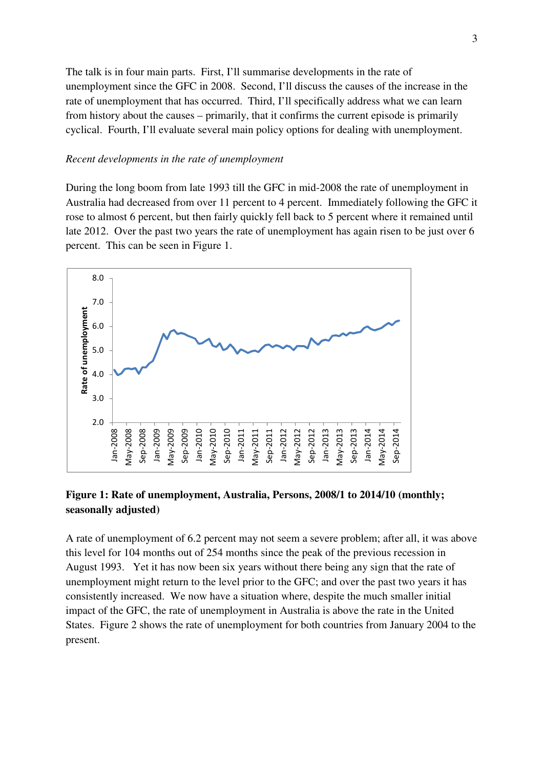The talk is in four main parts. First, I'll summarise developments in the rate of unemployment since the GFC in 2008. Second, I'll discuss the causes of the increase in the rate of unemployment that has occurred. Third, I'll specifically address what we can learn from history about the causes – primarily, that it confirms the current episode is primarily cyclical. Fourth, I'll evaluate several main policy options for dealing with unemployment.

*Recent developments in the rate of unemployment*

During the long boom from late 1993 till the GFC in mid-2008 the rate of unemployment in Australia had decreased from over 11 percent to 4 percent. Immediately following the GFC it rose to almost 6 percent, but then fairly quickly fell back to 5 percent where it remained until late 2012. Over the past two years the rate of unemployment has again risen to be just over 6 percent. This can be seen in Figure 1.

**Figure 1: Rate of unemployment, Australia, Persons, 2008/1 to 2014/10 (monthly; seasonally adjusted)**

A rate of unemployment of 6.2 percent may not seem a severe problem; after all, it was above this level for 104 months out of 254 months since the peak of the previous recession in August 1993. Yet it has now been six years without there being any sign that the rate of unemployment might return to the level prior to the GFC; and over the past two years it has consistently increased. We now have a situation where, despite the much smaller initial impact of the GFC, the rate of unemployment in Australia is above the rate in the United States. Figure 2 shows the rate of unemployment for both countries from January 2004 to the present.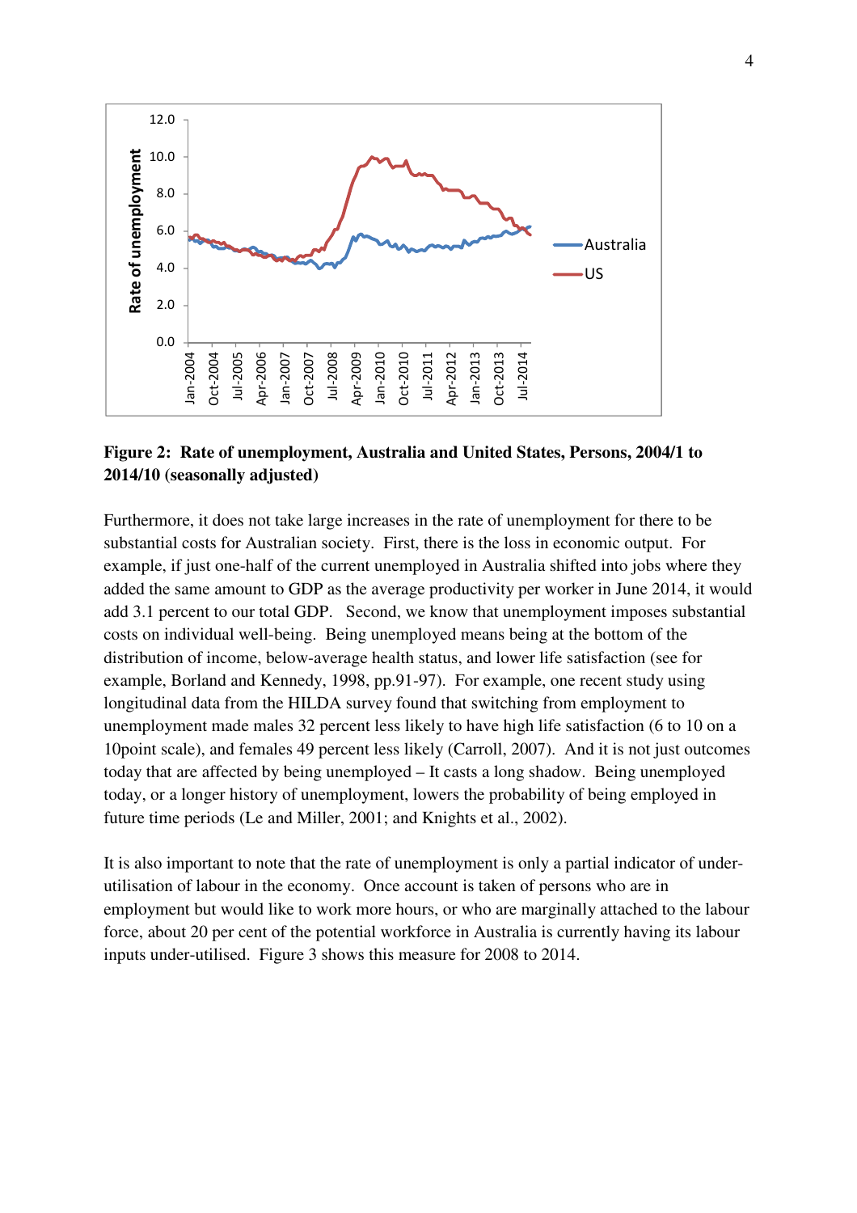**Figure 2: Rate of unemployment, Australia and United States, Persons, 2004/1 to 2014/10 (seasonally adjusted)**

Furthermore, it does not take large increases in the rate of unemployment for there to be substantial costs for Australian society. First, there is the loss in economic output. For example, if just one-half of the current unemployed in Australia shifted into jobs where they added the same amount to GDP as the average productivity per worker in June 2014, it would add 3.1 percent to our total GDP. Second, we know that unemployment imposes substantial costs on individual well-being. Being unemployed means being at the bottom of the distribution of income, below-average health status, and lower life satisfaction (see for example, Borland and Kennedy, 1998, pp.91-97). For example, one recent study using longitudinal data from the HILDA survey found that switching from employment to unemployment made males 32 percent less likely to have high life satisfaction (6 to 10 on a 10point scale), and females 49 percent less likely (Carroll, 2007). And it is not just outcomes today that are affected by being unemployed – It casts a long shadow. Being unemployed today, or a longer history of unemployment, lowers the probability of being employed in future time periods (Le and Miller, 2001; and Knights et al., 2002).

It is also important to note that the rate of unemployment is only a partial indicator of under-utilisation of labour in the economy. Once account is taken of persons who are in employment but would like to work more hours, or who are marginally attached to the labour force, about 20 per cent of the potential workforce in Australia is currently having its labour inputs under-utilised. Figure 3 shows this measure for 2008 to 2014.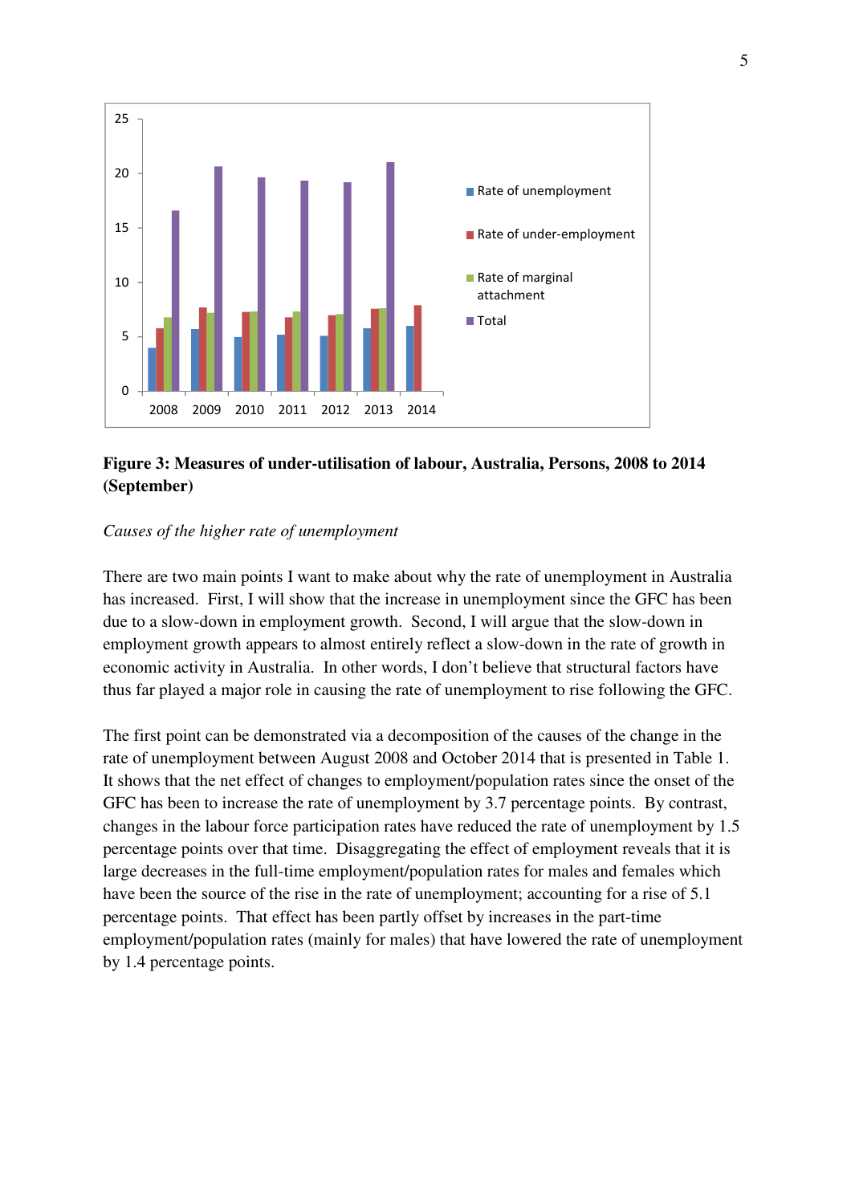**Figure 3: Measures of under-utilisation of labour, Australia, Persons, 2008 to 2014 (September)**

*Causes of the higher rate of unemployment*

There are two main points I want to make about why the rate of unemployment in Australia has increased. First, I will show that the increase in unemployment since the GFC has been due to a slow-down in employment growth. Second, I will argue that the slow-down in employment growth appears to almost entirely reflect a slow-down in the rate of growth in economic activity in Australia. In other words, I don't believe that structural factors have thus far played a major role in causing the rate of unemployment to rise following the GFC.

The first point can be demonstrated via a decomposition of the causes of the change in the rate of unemployment between August 2008 and October 2014 that is presented in Table 1. It shows that the net effect of changes to employment/population rates since the onset of the GFC has been to increase the rate of unemployment by 3.7 percentage points. By contrast, changes in the labour force participation rates have reduced the rate of unemployment by 1.5 percentage points over that time. Disaggregating the effect of employment reveals that it is large decreases in the full-time employment/population rates for males and females which have been the source of the rise in the rate of unemployment; accounting for a rise of 5.1 percentage points. That effect has been partly offset by increases in the part-time employment/population rates (mainly for males) that have lowered the rate of unemployment by 1.4 percentage points.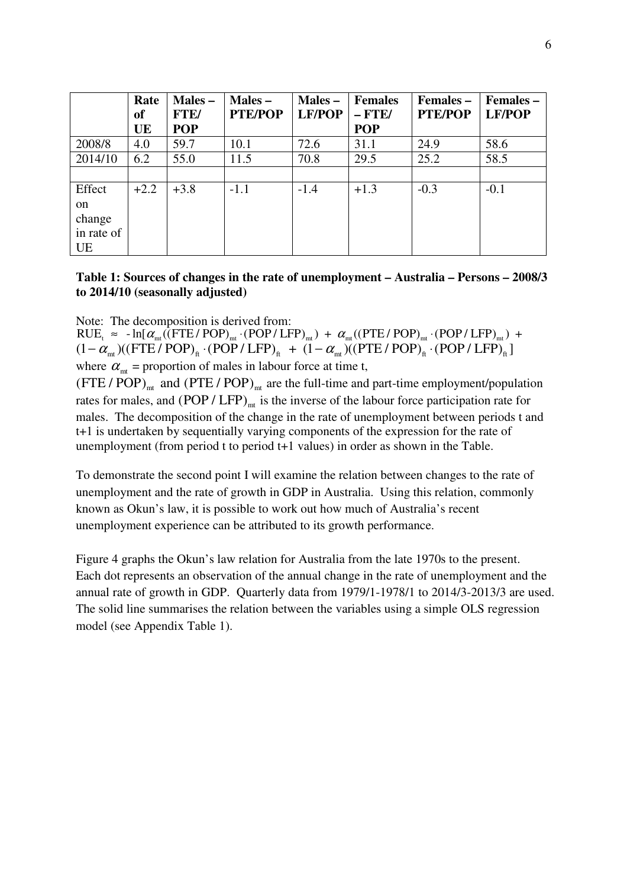| | Rate of UE | Males – FTE/POP | Males – PTE/POP | Males – LF/POP | Females – FTE/POP | Females – PTE/POP | Females – LF/POP |
|---|---|---|---|---|---|---|---|
| 2008/8 | 4.0 | 59.7 | 10.1 | 72.6 | 31.1 | 24.9 | 58.6 |
| 2014/10 | 6.2 | 55.0 | 11.5 | 70.8 | 29.5 | 25.2 | 58.5 |
| | | | | | | | |
| Effect on change in rate of UE | +2.2 | +3.8 | -1.1 | -1.4 | +1.3 | -0.3 | -0.1 |

**Table 1: Sources of changes in the rate of unemployment – Australia – Persons – 2008/3 to 2014/10 (seasonally adjusted)**

Note: The decomposition is derived from:

$$\mathrm{RUE_t} \approx -\ln[\alpha_{mt}((\mathrm{FTE/POP})_{mt} \cdot (\mathrm{POP/LFP})_{mt}) + \alpha_{mt}((\mathrm{PTE/POP})_{mt} \cdot (\mathrm{POP/LFP})_{mt}) + (1-\alpha_{mt})((\mathrm{FTE/POP})_{ft} \cdot (\mathrm{POP/LFP})_{ft} + (1-\alpha_{mt})((\mathrm{PTE/POP})_{ft} \cdot (\mathrm{POP/LFP})_{ft}]$$

where $\alpha_{mt}$ = proportion of males in labour force at time t, $(\mathrm{FTE/POP})_{mt}$ and $(\mathrm{PTE/POP})_{mt}$ are the full-time and part-time employment/population rates for males, and $(\mathrm{POP/LFP})_{mt}$ is the inverse of the labour force participation rate for males. The decomposition of the change in the rate of unemployment between periods t and t+1 is undertaken by sequentially varying components of the expression for the rate of unemployment (from period t to period t+1 values) in order as shown in the Table.

To demonstrate the second point I will examine the relation between changes to the rate of unemployment and the rate of growth in GDP in Australia. Using this relation, commonly known as Okun's law, it is possible to work out how much of Australia's recent unemployment experience can be attributed to its growth performance.

Figure 4 graphs the Okun's law relation for Australia from the late 1970s to the present. Each dot represents an observation of the annual change in the rate of unemployment and the annual rate of growth in GDP. Quarterly data from 1979/1-1978/1 to 2014/3-2013/3 are used. The solid line summarises the relation between the variables using a simple OLS regression model (see Appendix Table 1).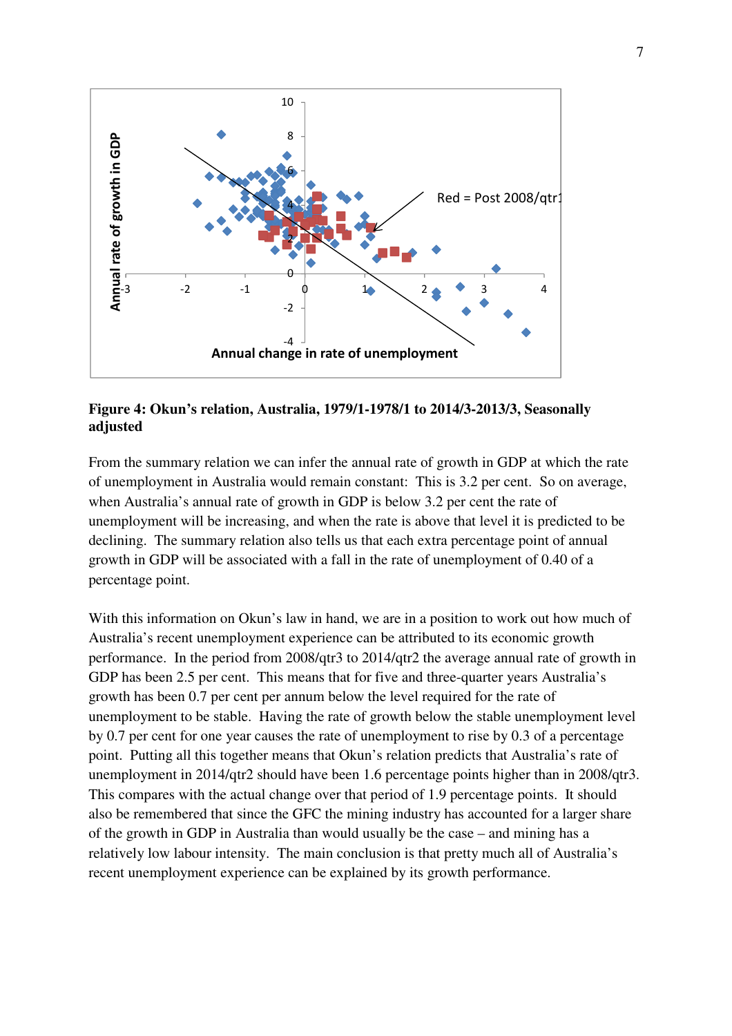**Figure 4: Okun's relation, Australia, 1979/1-1978/1 to 2014/3-2013/3, Seasonally adjusted**

From the summary relation we can infer the annual rate of growth in GDP at which the rate of unemployment in Australia would remain constant: This is 3.2 per cent. So on average, when Australia's annual rate of growth in GDP is below 3.2 per cent the rate of unemployment will be increasing, and when the rate is above that level it is predicted to be declining. The summary relation also tells us that each extra percentage point of annual growth in GDP will be associated with a fall in the rate of unemployment of 0.40 of a percentage point.

With this information on Okun's law in hand, we are in a position to work out how much of Australia's recent unemployment experience can be attributed to its economic growth performance. In the period from 2008/qtr3 to 2014/qtr2 the average annual rate of growth in GDP has been 2.5 per cent. This means that for five and three-quarter years Australia's growth has been 0.7 per cent per annum below the level required for the rate of unemployment to be stable. Having the rate of growth below the stable unemployment level by 0.7 per cent for one year causes the rate of unemployment to rise by 0.3 of a percentage point. Putting all this together means that Okun's relation predicts that Australia's rate of unemployment in 2014/qtr2 should have been 1.6 percentage points higher than in 2008/qtr3. This compares with the actual change over that period of 1.9 percentage points. It should also be remembered that since the GFC the mining industry has accounted for a larger share of the growth in GDP in Australia than would usually be the case – and mining has a relatively low labour intensity. The main conclusion is that pretty much all of Australia's recent unemployment experience can be explained by its growth performance.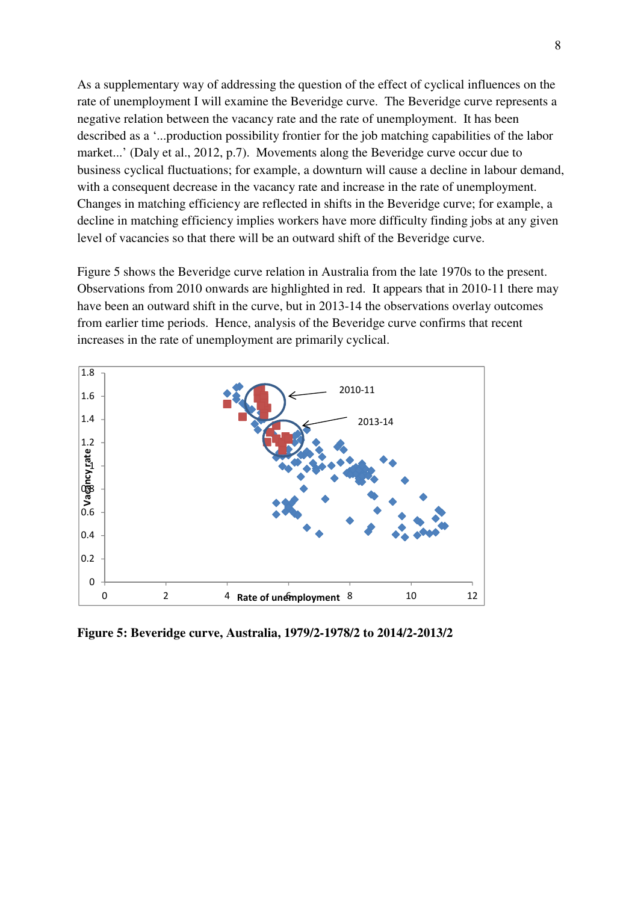As a supplementary way of addressing the question of the effect of cyclical influences on the rate of unemployment I will examine the Beveridge curve. The Beveridge curve represents a negative relation between the vacancy rate and the rate of unemployment. It has been described as a '...production possibility frontier for the job matching capabilities of the labor market...' (Daly et al., 2012, p.7). Movements along the Beveridge curve occur due to business cyclical fluctuations; for example, a downturn will cause a decline in labour demand, with a consequent decrease in the vacancy rate and increase in the rate of unemployment. Changes in matching efficiency are reflected in shifts in the Beveridge curve; for example, a decline in matching efficiency implies workers have more difficulty finding jobs at any given level of vacancies so that there will be an outward shift of the Beveridge curve.

Figure 5 shows the Beveridge curve relation in Australia from the late 1970s to the present. Observations from 2010 onwards are highlighted in red. It appears that in 2010-11 there may have been an outward shift in the curve, but in 2013-14 the observations overlay outcomes from earlier time periods. Hence, analysis of the Beveridge curve confirms that recent increases in the rate of unemployment are primarily cyclical.

**Figure 5: Beveridge curve, Australia, 1979/2-1978/2 to 2014/2-2013/2**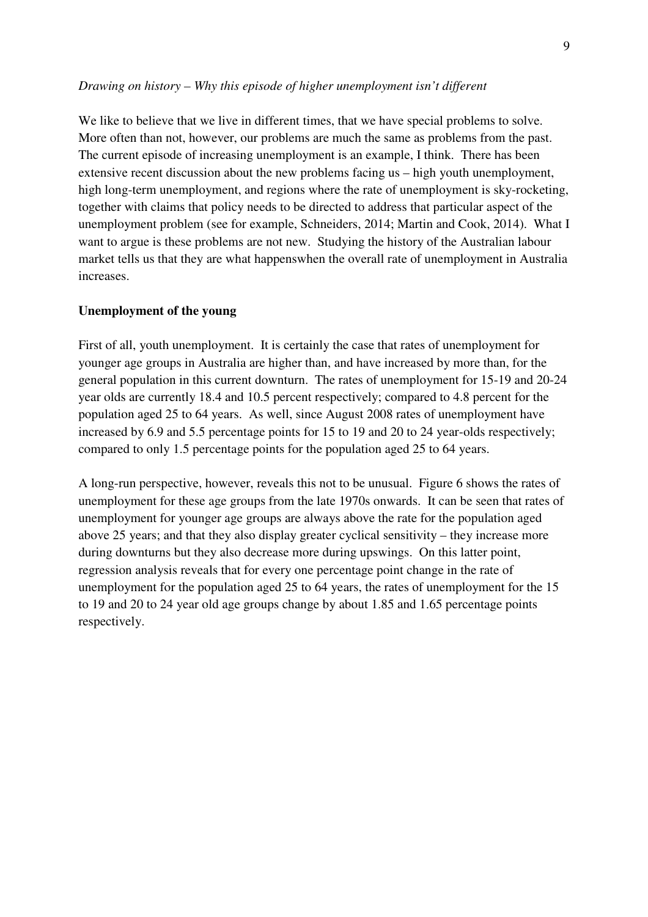*Drawing on history – Why this episode of higher unemployment isn't different*

We like to believe that we live in different times, that we have special problems to solve. More often than not, however, our problems are much the same as problems from the past. The current episode of increasing unemployment is an example, I think. There has been extensive recent discussion about the new problems facing us – high youth unemployment, high long-term unemployment, and regions where the rate of unemployment is sky-rocketing, together with claims that policy needs to be directed to address that particular aspect of the unemployment problem (see for example, Schneiders, 2014; Martin and Cook, 2014). What I want to argue is these problems are not new. Studying the history of the Australian labour market tells us that they are what happenswhen the overall rate of unemployment in Australia increases.

**Unemployment of the young**

First of all, youth unemployment. It is certainly the case that rates of unemployment for younger age groups in Australia are higher than, and have increased by more than, for the general population in this current downturn. The rates of unemployment for 15-19 and 20-24 year olds are currently 18.4 and 10.5 percent respectively; compared to 4.8 percent for the population aged 25 to 64 years. As well, since August 2008 rates of unemployment have increased by 6.9 and 5.5 percentage points for 15 to 19 and 20 to 24 year-olds respectively; compared to only 1.5 percentage points for the population aged 25 to 64 years.

A long-run perspective, however, reveals this not to be unusual. Figure 6 shows the rates of unemployment for these age groups from the late 1970s onwards. It can be seen that rates of unemployment for younger age groups are always above the rate for the population aged above 25 years; and that they also display greater cyclical sensitivity – they increase more during downturns but they also decrease more during upswings. On this latter point, regression analysis reveals that for every one percentage point change in the rate of unemployment for the population aged 25 to 64 years, the rates of unemployment for the 15 to 19 and 20 to 24 year old age groups change by about 1.85 and 1.65 percentage points respectively.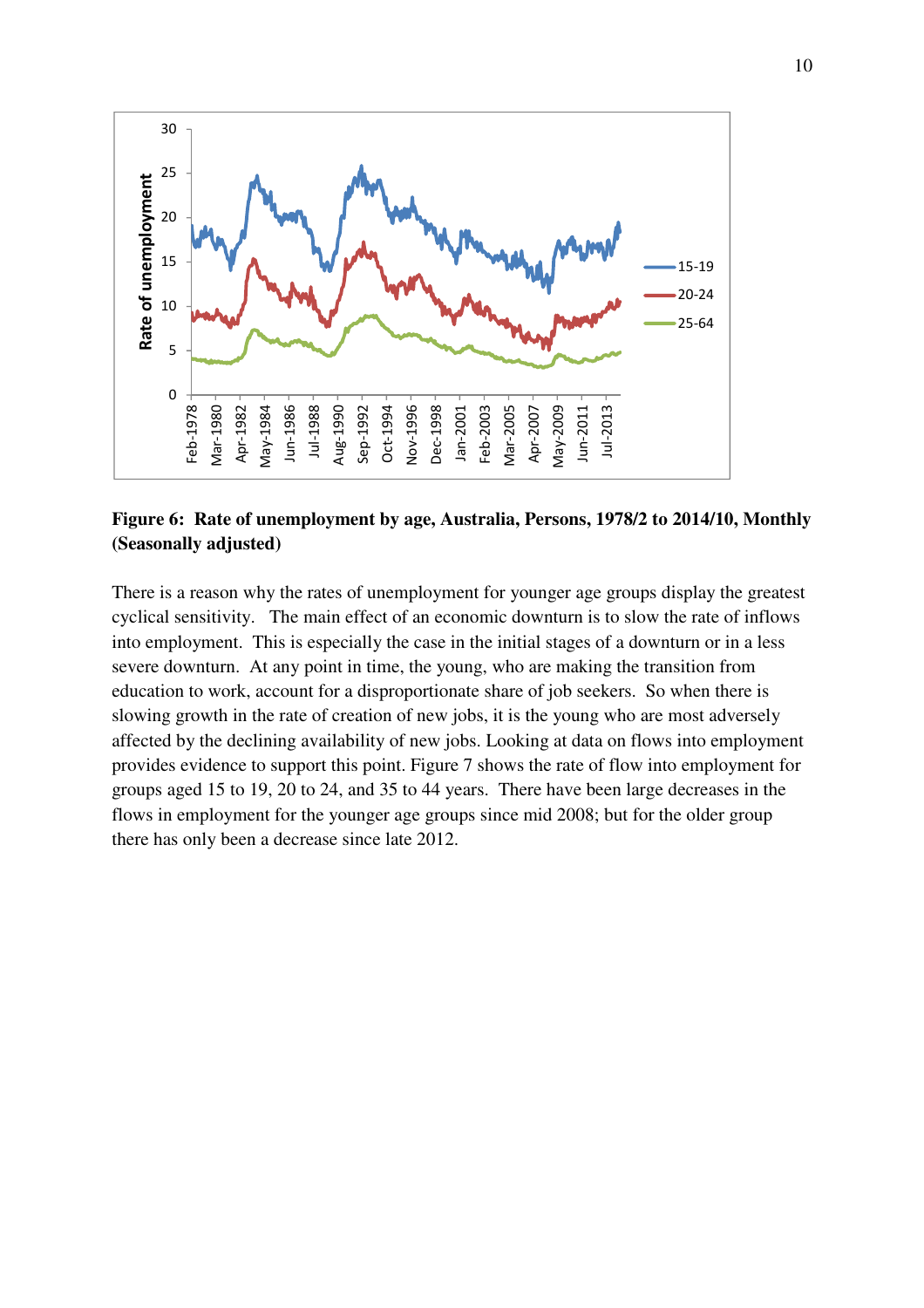**Figure 6: Rate of unemployment by age, Australia, Persons, 1978/2 to 2014/10, Monthly (Seasonally adjusted)**

There is a reason why the rates of unemployment for younger age groups display the greatest cyclical sensitivity. The main effect of an economic downturn is to slow the rate of inflows into employment. This is especially the case in the initial stages of a downturn or in a less severe downturn. At any point in time, the young, who are making the transition from education to work, account for a disproportionate share of job seekers. So when there is slowing growth in the rate of creation of new jobs, it is the young who are most adversely affected by the declining availability of new jobs. Looking at data on flows into employment provides evidence to support this point. Figure 7 shows the rate of flow into employment for groups aged 15 to 19, 20 to 24, and 35 to 44 years. There have been large decreases in the flows in employment for the younger age groups since mid 2008; but for the older group there has only been a decrease since late 2012.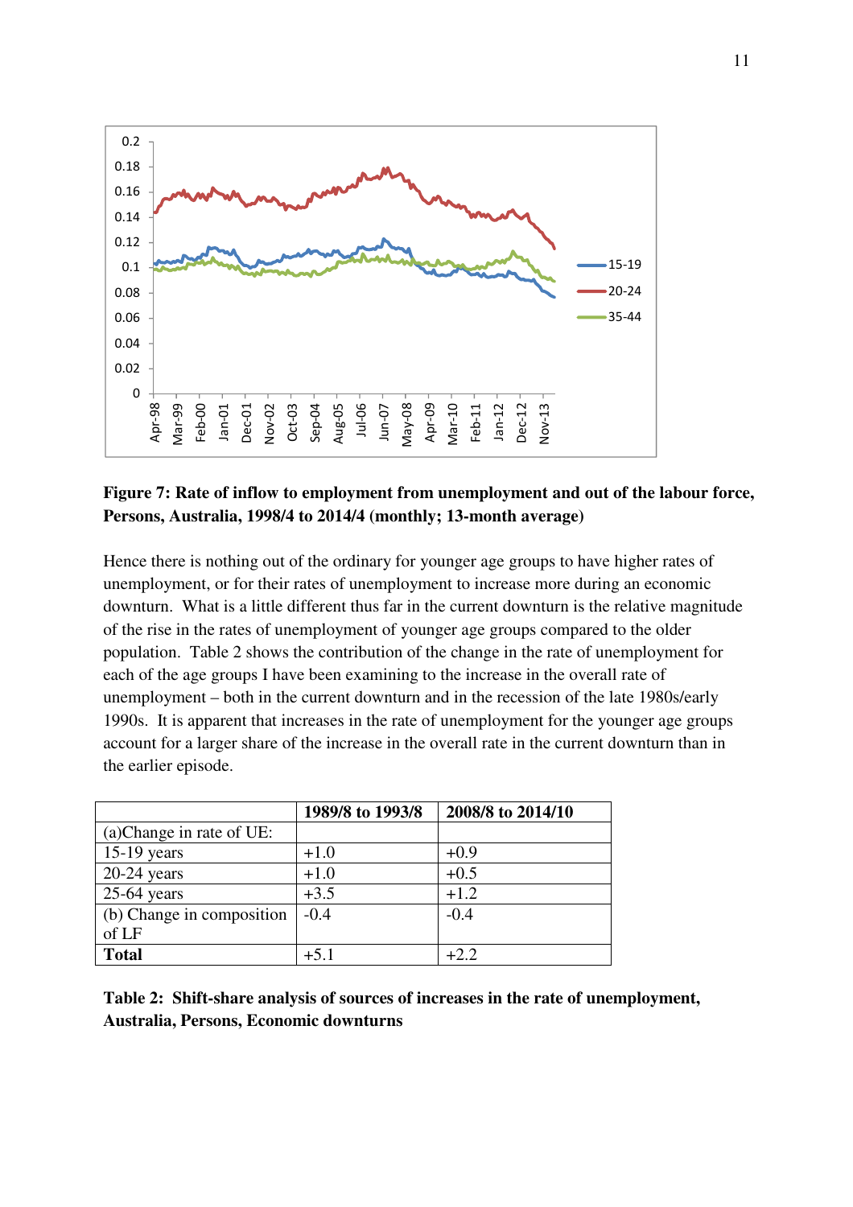**Figure 7: Rate of inflow to employment from unemployment and out of the labour force, Persons, Australia, 1998/4 to 2014/4 (monthly; 13-month average)**

Hence there is nothing out of the ordinary for younger age groups to have higher rates of unemployment, or for their rates of unemployment to increase more during an economic downturn. What is a little different thus far in the current downturn is the relative magnitude of the rise in the rates of unemployment of younger age groups compared to the older population. Table 2 shows the contribution of the change in the rate of unemployment for each of the age groups I have been examining to the increase in the overall rate of unemployment – both in the current downturn and in the recession of the late 1980s/early 1990s. It is apparent that increases in the rate of unemployment for the younger age groups account for a larger share of the increase in the overall rate in the current downturn than in the earlier episode.

| | 1989/8 to 1993/8 | 2008/8 to 2014/10 |
|---|---|---|
| (a)Change in rate of UE: | | |
| 15-19 years | +1.0 | +0.9 |
| 20-24 years | +1.0 | +0.5 |
| 25-64 years | +3.5 | +1.2 |
| (b) Change in composition of LF | -0.4 | -0.4 |
| **Total** | +5.1 | +2.2 |

**Table 2: Shift-share analysis of sources of increases in the rate of unemployment, Australia, Persons, Economic downturns**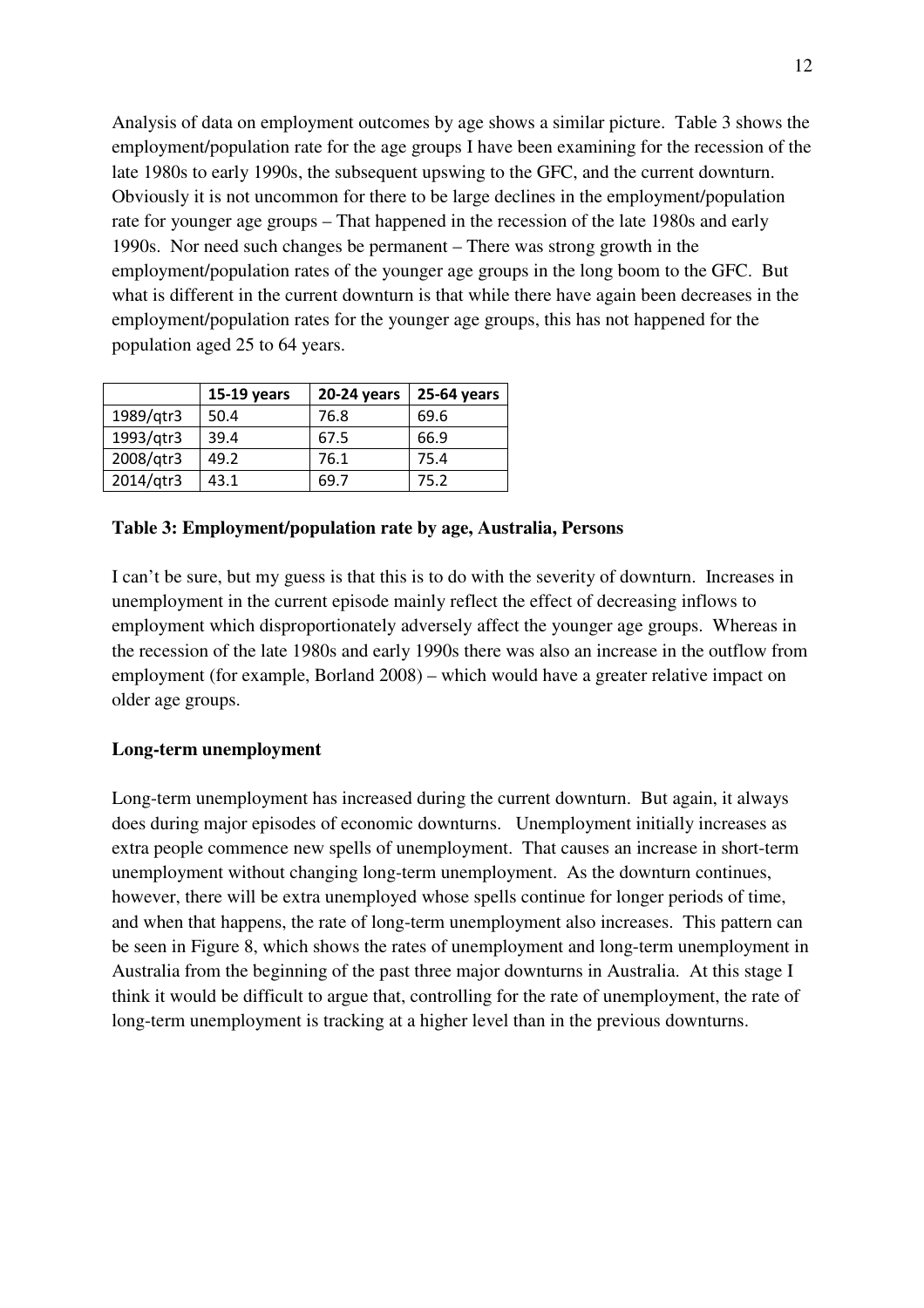Analysis of data on employment outcomes by age shows a similar picture. Table 3 shows the employment/population rate for the age groups I have been examining for the recession of the late 1980s to early 1990s, the subsequent upswing to the GFC, and the current downturn. Obviously it is not uncommon for there to be large declines in the employment/population rate for younger age groups – That happened in the recession of the late 1980s and early 1990s. Nor need such changes be permanent – There was strong growth in the employment/population rates of the younger age groups in the long boom to the GFC. But what is different in the current downturn is that while there have again been decreases in the employment/population rates for the younger age groups, this has not happened for the population aged 25 to 64 years.

| | 15-19 years | 20-24 years | 25-64 years |
|---|---|---|---|
| 1989/qtr3 | 50.4 | 76.8 | 69.6 |
| 1993/qtr3 | 39.4 | 67.5 | 66.9 |
| 2008/qtr3 | 49.2 | 76.1 | 75.4 |
| 2014/qtr3 | 43.1 | 69.7 | 75.2 |

**Table 3: Employment/population rate by age, Australia, Persons**

I can't be sure, but my guess is that this is to do with the severity of downturn. Increases in unemployment in the current episode mainly reflect the effect of decreasing inflows to employment which disproportionately adversely affect the younger age groups. Whereas in the recession of the late 1980s and early 1990s there was also an increase in the outflow from employment (for example, Borland 2008) – which would have a greater relative impact on older age groups.

**Long-term unemployment**

Long-term unemployment has increased during the current downturn. But again, it always does during major episodes of economic downturns. Unemployment initially increases as extra people commence new spells of unemployment. That causes an increase in short-term unemployment without changing long-term unemployment. As the downturn continues, however, there will be extra unemployed whose spells continue for longer periods of time, and when that happens, the rate of long-term unemployment also increases. This pattern can be seen in Figure 8, which shows the rates of unemployment and long-term unemployment in Australia from the beginning of the past three major downturns in Australia. At this stage I think it would be difficult to argue that, controlling for the rate of unemployment, the rate of long-term unemployment is tracking at a higher level than in the previous downturns.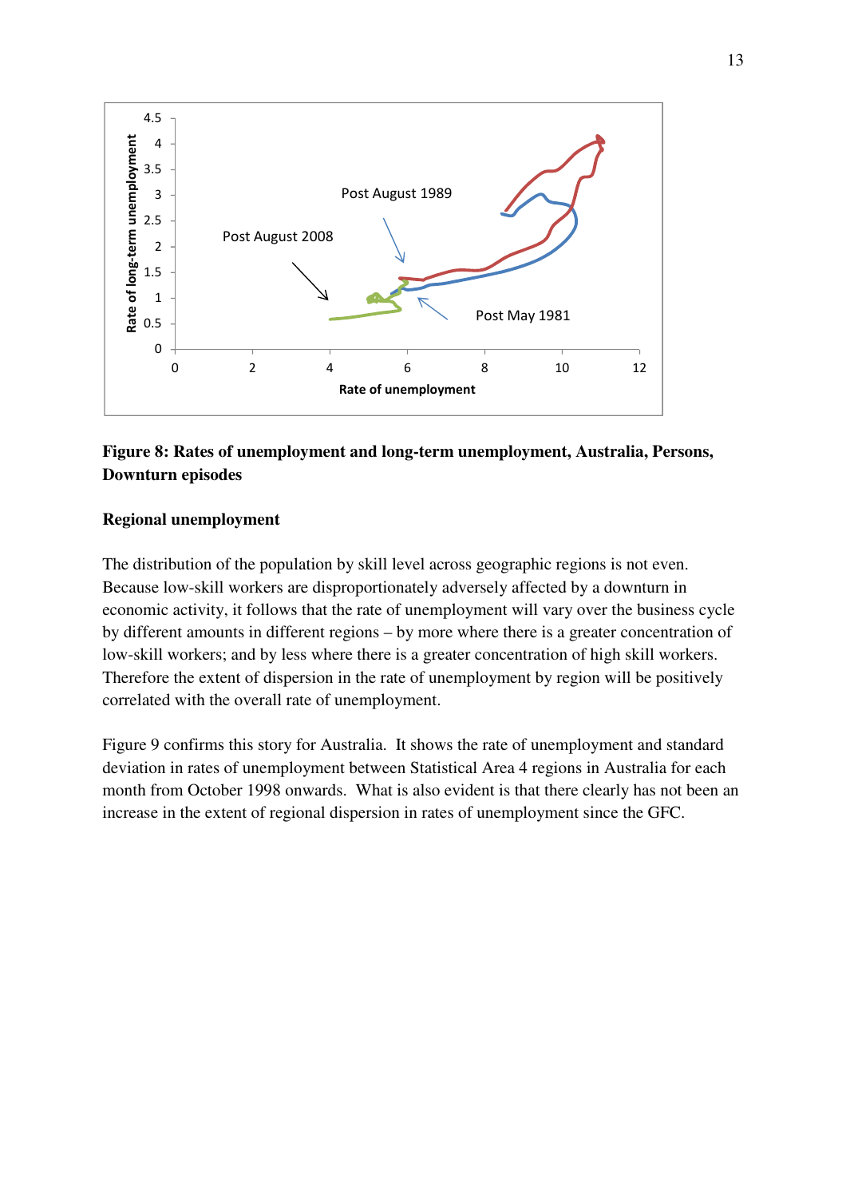**Figure 8: Rates of unemployment and long-term unemployment, Australia, Persons, Downturn episodes**

## Regional unemployment

The distribution of the population by skill level across geographic regions is not even. Because low-skill workers are disproportionately adversely affected by a downturn in economic activity, it follows that the rate of unemployment will vary over the business cycle by different amounts in different regions – by more where there is a greater concentration of low-skill workers; and by less where there is a greater concentration of high skill workers. Therefore the extent of dispersion in the rate of unemployment by region will be positively correlated with the overall rate of unemployment.

Figure 9 confirms this story for Australia. It shows the rate of unemployment and standard deviation in rates of unemployment between Statistical Area 4 regions in Australia for each month from October 1998 onwards. What is also evident is that there clearly has not been an increase in the extent of regional dispersion in rates of unemployment since the GFC.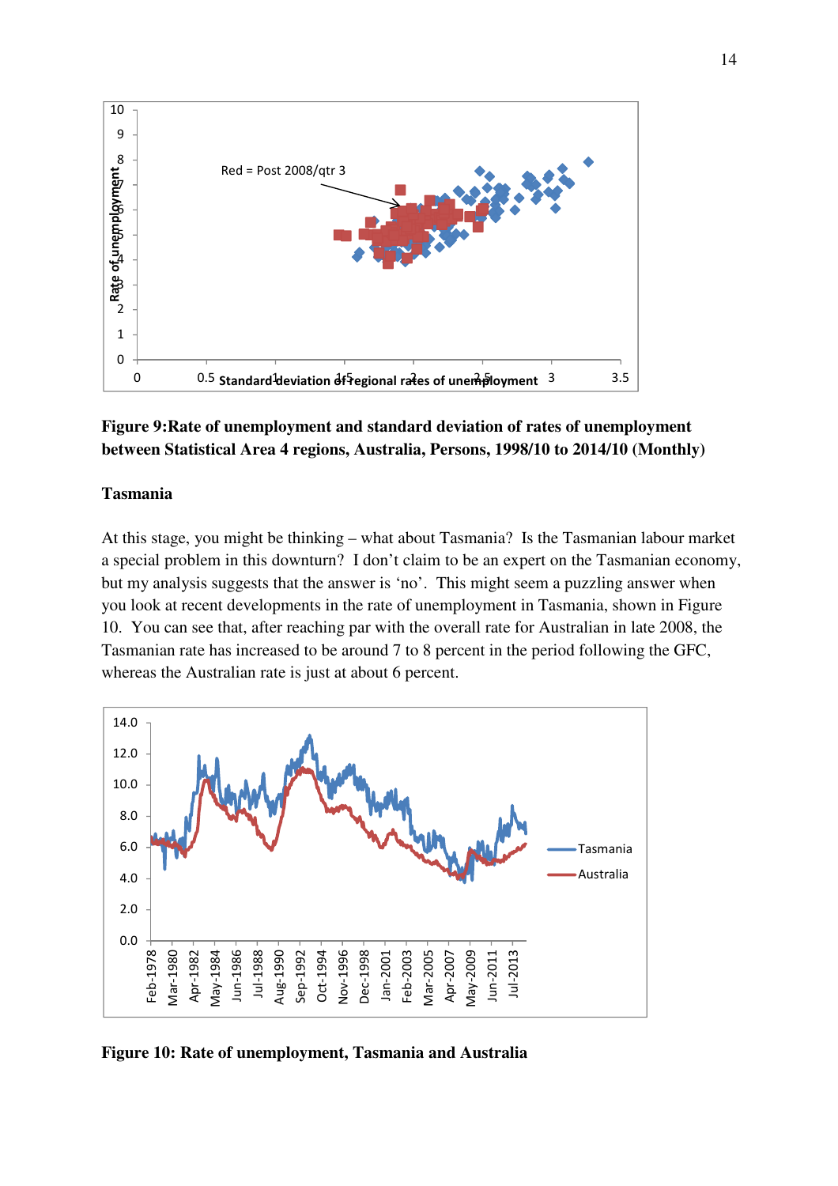**Figure 9:Rate of unemployment and standard deviation of rates of unemployment between Statistical Area 4 regions, Australia, Persons, 1998/10 to 2014/10 (Monthly)**

**Tasmania**

At this stage, you might be thinking – what about Tasmania? Is the Tasmanian labour market a special problem in this downturn? I don't claim to be an expert on the Tasmanian economy, but my analysis suggests that the answer is 'no'. This might seem a puzzling answer when you look at recent developments in the rate of unemployment in Tasmania, shown in Figure 10. You can see that, after reaching par with the overall rate for Australian in late 2008, the Tasmanian rate has increased to be around 7 to 8 percent in the period following the GFC, whereas the Australian rate is just at about 6 percent.

**Figure 10: Rate of unemployment, Tasmania and Australia**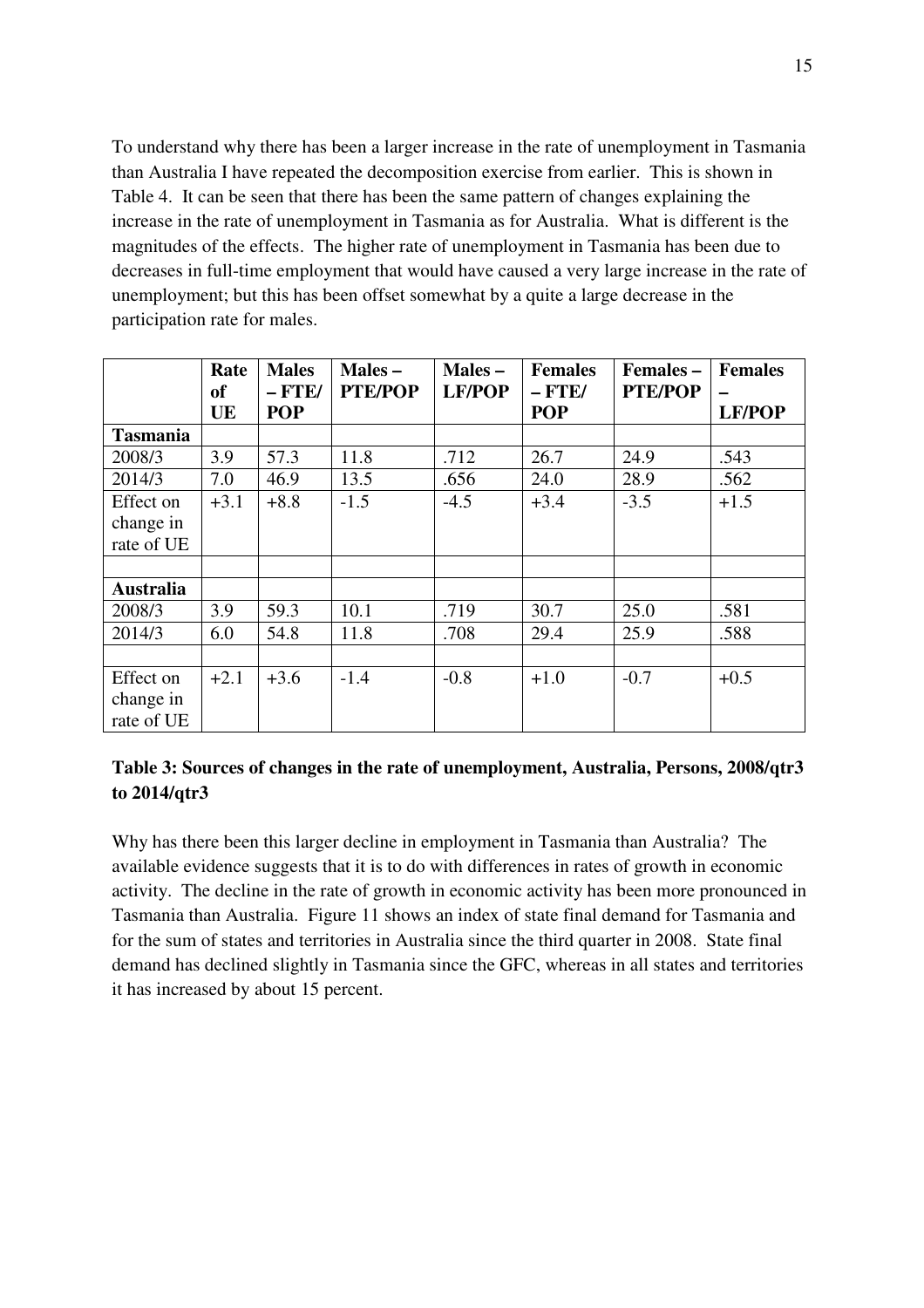To understand why there has been a larger increase in the rate of unemployment in Tasmania than Australia I have repeated the decomposition exercise from earlier. This is shown in Table 4. It can be seen that there has been the same pattern of changes explaining the increase in the rate of unemployment in Tasmania as for Australia. What is different is the magnitudes of the effects. The higher rate of unemployment in Tasmania has been due to decreases in full-time employment that would have caused a very large increase in the rate of unemployment; but this has been offset somewhat by a quite a large decrease in the participation rate for males.

| | Rate of UE | Males – FTE/ POP | Males – PTE/POP | Males – LF/POP | Females – FTE/ POP | Females – PTE/POP | Females – LF/POP |
|---|---|---|---|---|---|---|---|
| **Tasmania** | | | | | | | |
| 2008/3 | 3.9 | 57.3 | 11.8 | .712 | 26.7 | 24.9 | .543 |
| 2014/3 | 7.0 | 46.9 | 13.5 | .656 | 24.0 | 28.9 | .562 |
| Effect on change in rate of UE | +3.1 | +8.8 | -1.5 | -4.5 | +3.4 | -3.5 | +1.5 |
| | | | | | | | |
| **Australia** | | | | | | | |
| 2008/3 | 3.9 | 59.3 | 10.1 | .719 | 30.7 | 25.0 | .581 |
| 2014/3 | 6.0 | 54.8 | 11.8 | .708 | 29.4 | 25.9 | .588 |
| | | | | | | | |
| Effect on change in rate of UE | +2.1 | +3.6 | -1.4 | -0.8 | +1.0 | -0.7 | +0.5 |

**Table 3: Sources of changes in the rate of unemployment, Australia, Persons, 2008/qtr3 to 2014/qtr3**

Why has there been this larger decline in employment in Tasmania than Australia? The available evidence suggests that it is to do with differences in rates of growth in economic activity. The decline in the rate of growth in economic activity has been more pronounced in Tasmania than Australia. Figure 11 shows an index of state final demand for Tasmania and for the sum of states and territories in Australia since the third quarter in 2008. State final demand has declined slightly in Tasmania since the GFC, whereas in all states and territories it has increased by about 15 percent.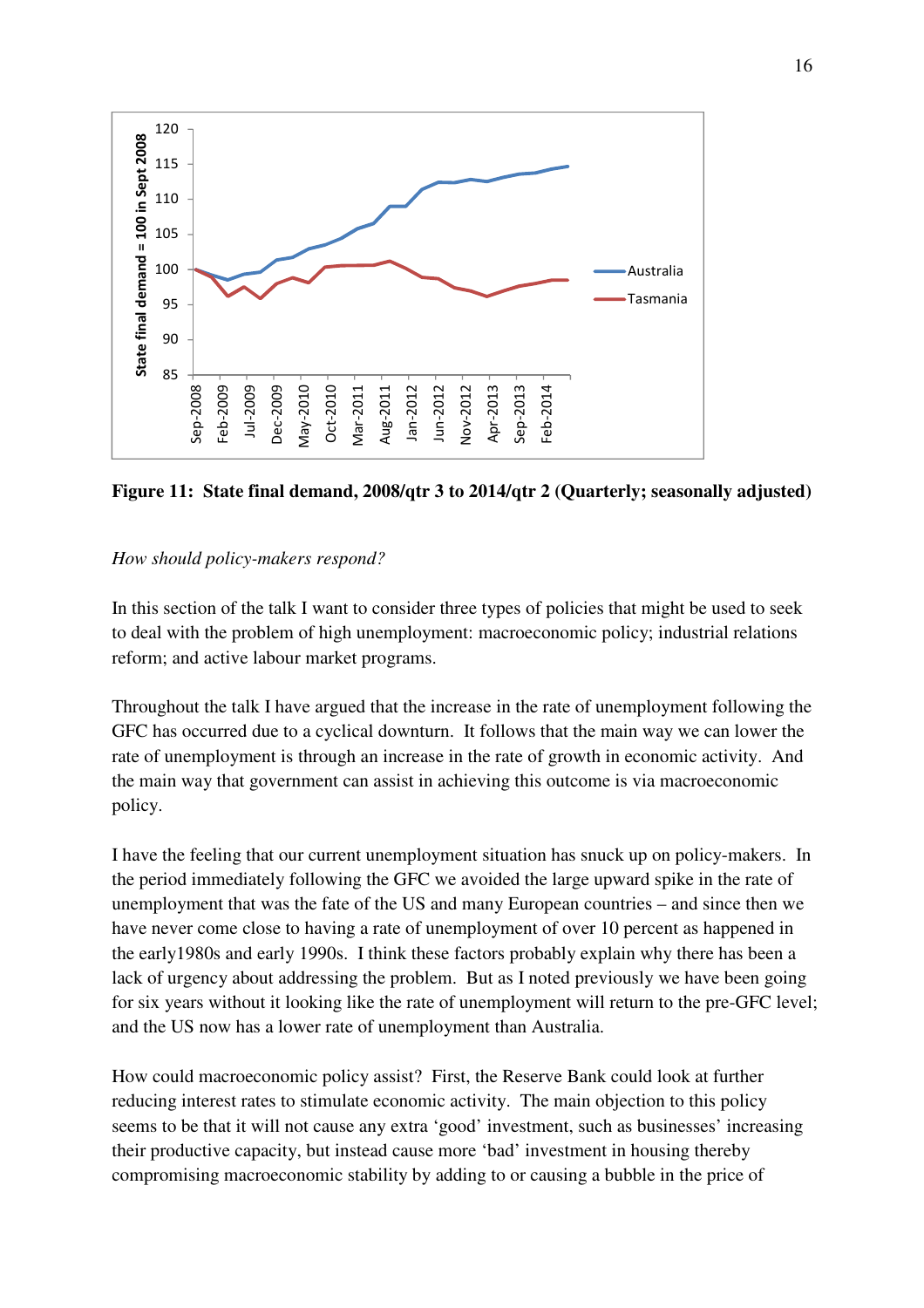**Figure 11: State final demand, 2008/qtr 3 to 2014/qtr 2 (Quarterly; seasonally adjusted)**

*How should policy-makers respond?*

In this section of the talk I want to consider three types of policies that might be used to seek to deal with the problem of high unemployment: macroeconomic policy; industrial relations reform; and active labour market programs.

Throughout the talk I have argued that the increase in the rate of unemployment following the GFC has occurred due to a cyclical downturn. It follows that the main way we can lower the rate of unemployment is through an increase in the rate of growth in economic activity. And the main way that government can assist in achieving this outcome is via macroeconomic policy.

I have the feeling that our current unemployment situation has snuck up on policy-makers. In the period immediately following the GFC we avoided the large upward spike in the rate of unemployment that was the fate of the US and many European countries – and since then we have never come close to having a rate of unemployment of over 10 percent as happened in the early1980s and early 1990s. I think these factors probably explain why there has been a lack of urgency about addressing the problem. But as I noted previously we have been going for six years without it looking like the rate of unemployment will return to the pre-GFC level; and the US now has a lower rate of unemployment than Australia.

How could macroeconomic policy assist? First, the Reserve Bank could look at further reducing interest rates to stimulate economic activity. The main objection to this policy seems to be that it will not cause any extra 'good' investment, such as businesses' increasing their productive capacity, but instead cause more 'bad' investment in housing thereby compromising macroeconomic stability by adding to or causing a bubble in the price of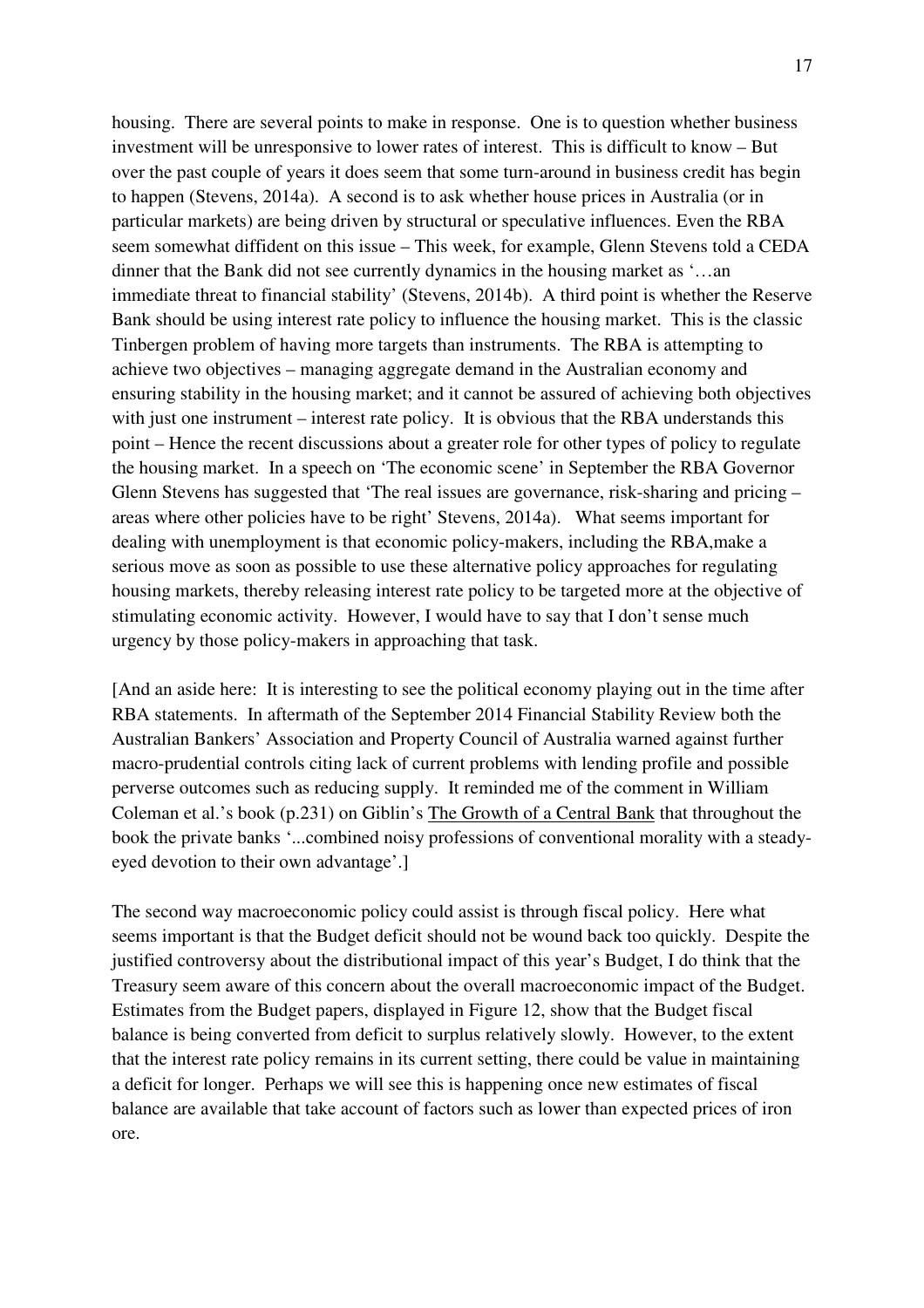housing. There are several points to make in response. One is to question whether business investment will be unresponsive to lower rates of interest. This is difficult to know – But over the past couple of years it does seem that some turn-around in business credit has begin to happen (Stevens, 2014a). A second is to ask whether house prices in Australia (or in particular markets) are being driven by structural or speculative influences. Even the RBA seem somewhat diffident on this issue – This week, for example, Glenn Stevens told a CEDA dinner that the Bank did not see currently dynamics in the housing market as '…an immediate threat to financial stability' (Stevens, 2014b). A third point is whether the Reserve Bank should be using interest rate policy to influence the housing market. This is the classic Tinbergen problem of having more targets than instruments. The RBA is attempting to achieve two objectives – managing aggregate demand in the Australian economy and ensuring stability in the housing market; and it cannot be assured of achieving both objectives with just one instrument – interest rate policy. It is obvious that the RBA understands this point – Hence the recent discussions about a greater role for other types of policy to regulate the housing market. In a speech on 'The economic scene' in September the RBA Governor Glenn Stevens has suggested that 'The real issues are governance, risk-sharing and pricing – areas where other policies have to be right' Stevens, 2014a). What seems important for dealing with unemployment is that economic policy-makers, including the RBA,make a serious move as soon as possible to use these alternative policy approaches for regulating housing markets, thereby releasing interest rate policy to be targeted more at the objective of stimulating economic activity. However, I would have to say that I don't sense much urgency by those policy-makers in approaching that task.

[And an aside here: It is interesting to see the political economy playing out in the time after RBA statements. In aftermath of the September 2014 Financial Stability Review both the Australian Bankers' Association and Property Council of Australia warned against further macro-prudential controls citing lack of current problems with lending profile and possible perverse outcomes such as reducing supply. It reminded me of the comment in William Coleman et al.'s book (p.231) on Giblin's The Growth of a Central Bank that throughout the book the private banks '...combined noisy professions of conventional morality with a steady-eyed devotion to their own advantage'.]

The second way macroeconomic policy could assist is through fiscal policy. Here what seems important is that the Budget deficit should not be wound back too quickly. Despite the justified controversy about the distributional impact of this year's Budget, I do think that the Treasury seem aware of this concern about the overall macroeconomic impact of the Budget. Estimates from the Budget papers, displayed in Figure 12, show that the Budget fiscal balance is being converted from deficit to surplus relatively slowly. However, to the extent that the interest rate policy remains in its current setting, there could be value in maintaining a deficit for longer. Perhaps we will see this is happening once new estimates of fiscal balance are available that take account of factors such as lower than expected prices of iron ore.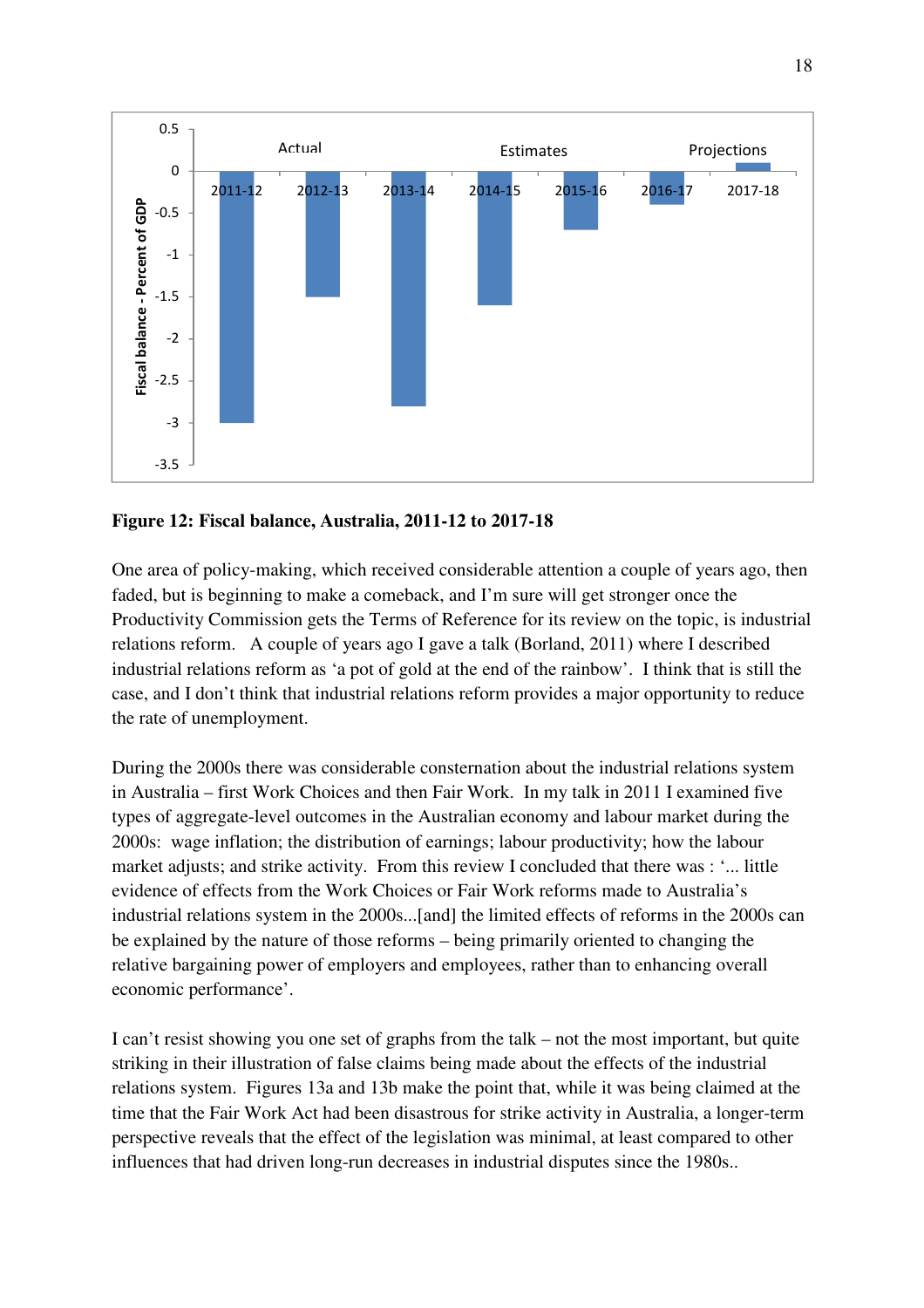**Figure 12: Fiscal balance, Australia, 2011-12 to 2017-18**

One area of policy-making, which received considerable attention a couple of years ago, then faded, but is beginning to make a comeback, and I'm sure will get stronger once the Productivity Commission gets the Terms of Reference for its review on the topic, is industrial relations reform. A couple of years ago I gave a talk (Borland, 2011) where I described industrial relations reform as 'a pot of gold at the end of the rainbow'. I think that is still the case, and I don't think that industrial relations reform provides a major opportunity to reduce the rate of unemployment.

During the 2000s there was considerable consternation about the industrial relations system in Australia – first Work Choices and then Fair Work. In my talk in 2011 I examined five types of aggregate-level outcomes in the Australian economy and labour market during the 2000s: wage inflation; the distribution of earnings; labour productivity; how the labour market adjusts; and strike activity. From this review I concluded that there was : '... little evidence of effects from the Work Choices or Fair Work reforms made to Australia's industrial relations system in the 2000s...[and] the limited effects of reforms in the 2000s can be explained by the nature of those reforms – being primarily oriented to changing the relative bargaining power of employers and employees, rather than to enhancing overall economic performance'.

I can't resist showing you one set of graphs from the talk – not the most important, but quite striking in their illustration of false claims being made about the effects of the industrial relations system. Figures 13a and 13b make the point that, while it was being claimed at the time that the Fair Work Act had been disastrous for strike activity in Australia, a longer-term perspective reveals that the effect of the legislation was minimal, at least compared to other influences that had driven long-run decreases in industrial disputes since the 1980s..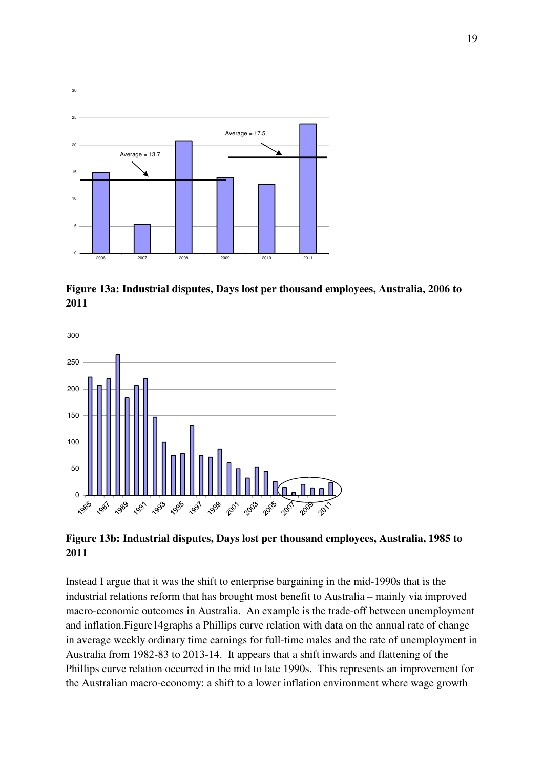**Figure 13a: Industrial disputes, Days lost per thousand employees, Australia, 2006 to 2011**

**Figure 13b: Industrial disputes, Days lost per thousand employees, Australia, 1985 to 2011**

Instead I argue that it was the shift to enterprise bargaining in the mid-1990s that is the industrial relations reform that has brought most benefit to Australia – mainly via improved macro-economic outcomes in Australia. An example is the trade-off between unemployment and inflation.Figure14graphs a Phillips curve relation with data on the annual rate of change in average weekly ordinary time earnings for full-time males and the rate of unemployment in Australia from 1982-83 to 2013-14. It appears that a shift inwards and flattening of the Phillips curve relation occurred in the mid to late 1990s. This represents an improvement for the Australian macro-economy: a shift to a lower inflation environment where wage growth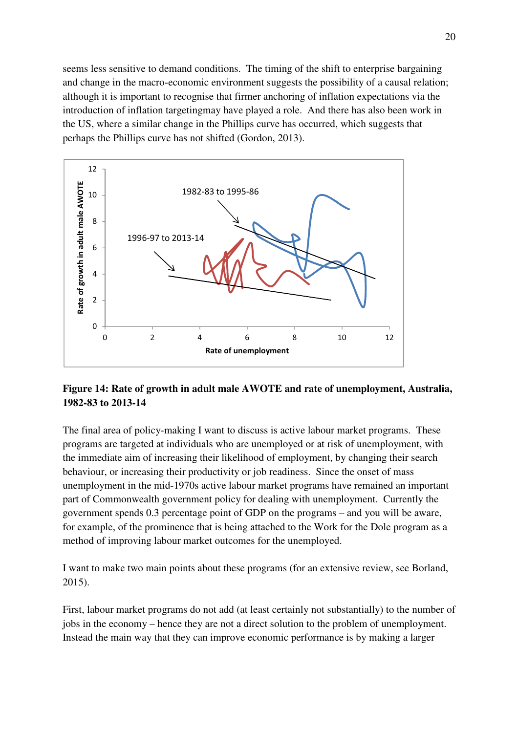seems less sensitive to demand conditions. The timing of the shift to enterprise bargaining and change in the macro-economic environment suggests the possibility of a causal relation; although it is important to recognise that firmer anchoring of inflation expectations via the introduction of inflation targetingmay have played a role. And there has also been work in the US, where a similar change in the Phillips curve has occurred, which suggests that perhaps the Phillips curve has not shifted (Gordon, 2013).

**Figure 14: Rate of growth in adult male AWOTE and rate of unemployment, Australia, 1982-83 to 2013-14**

The final area of policy-making I want to discuss is active labour market programs. These programs are targeted at individuals who are unemployed or at risk of unemployment, with the immediate aim of increasing their likelihood of employment, by changing their search behaviour, or increasing their productivity or job readiness. Since the onset of mass unemployment in the mid-1970s active labour market programs have remained an important part of Commonwealth government policy for dealing with unemployment. Currently the government spends 0.3 percentage point of GDP on the programs – and you will be aware, for example, of the prominence that is being attached to the Work for the Dole program as a method of improving labour market outcomes for the unemployed.

I want to make two main points about these programs (for an extensive review, see Borland, 2015).

First, labour market programs do not add (at least certainly not substantially) to the number of jobs in the economy – hence they are not a direct solution to the problem of unemployment. Instead the main way that they can improve economic performance is by making a larger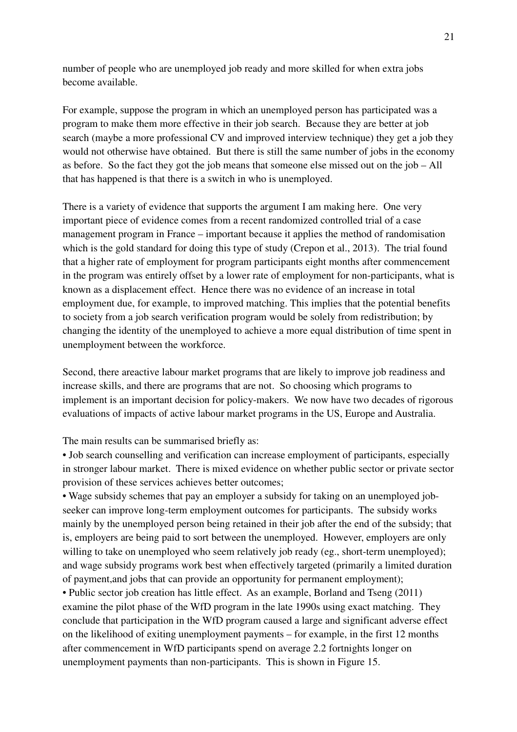number of people who are unemployed job ready and more skilled for when extra jobs become available.

For example, suppose the program in which an unemployed person has participated was a program to make them more effective in their job search. Because they are better at job search (maybe a more professional CV and improved interview technique) they get a job they would not otherwise have obtained. But there is still the same number of jobs in the economy as before. So the fact they got the job means that someone else missed out on the job – All that has happened is that there is a switch in who is unemployed.

There is a variety of evidence that supports the argument I am making here. One very important piece of evidence comes from a recent randomized controlled trial of a case management program in France – important because it applies the method of randomisation which is the gold standard for doing this type of study (Crepon et al., 2013). The trial found that a higher rate of employment for program participants eight months after commencement in the program was entirely offset by a lower rate of employment for non-participants, what is known as a displacement effect. Hence there was no evidence of an increase in total employment due, for example, to improved matching. This implies that the potential benefits to society from a job search verification program would be solely from redistribution; by changing the identity of the unemployed to achieve a more equal distribution of time spent in unemployment between the workforce.

Second, there areactive labour market programs that are likely to improve job readiness and increase skills, and there are programs that are not. So choosing which programs to implement is an important decision for policy-makers. We now have two decades of rigorous evaluations of impacts of active labour market programs in the US, Europe and Australia.

The main results can be summarised briefly as:

- Job search counselling and verification can increase employment of participants, especially in stronger labour market. There is mixed evidence on whether public sector or private sector provision of these services achieves better outcomes;
- Wage subsidy schemes that pay an employer a subsidy for taking on an unemployed job-seeker can improve long-term employment outcomes for participants. The subsidy works mainly by the unemployed person being retained in their job after the end of the subsidy; that is, employers are being paid to sort between the unemployed. However, employers are only willing to take on unemployed who seem relatively job ready (eg., short-term unemployed); and wage subsidy programs work best when effectively targeted (primarily a limited duration of payment,and jobs that can provide an opportunity for permanent employment);
- Public sector job creation has little effect. As an example, Borland and Tseng (2011) examine the pilot phase of the WfD program in the late 1990s using exact matching. They conclude that participation in the WfD program caused a large and significant adverse effect on the likelihood of exiting unemployment payments – for example, in the first 12 months after commencement in WfD participants spend on average 2.2 fortnights longer on unemployment payments than non-participants. This is shown in Figure 15.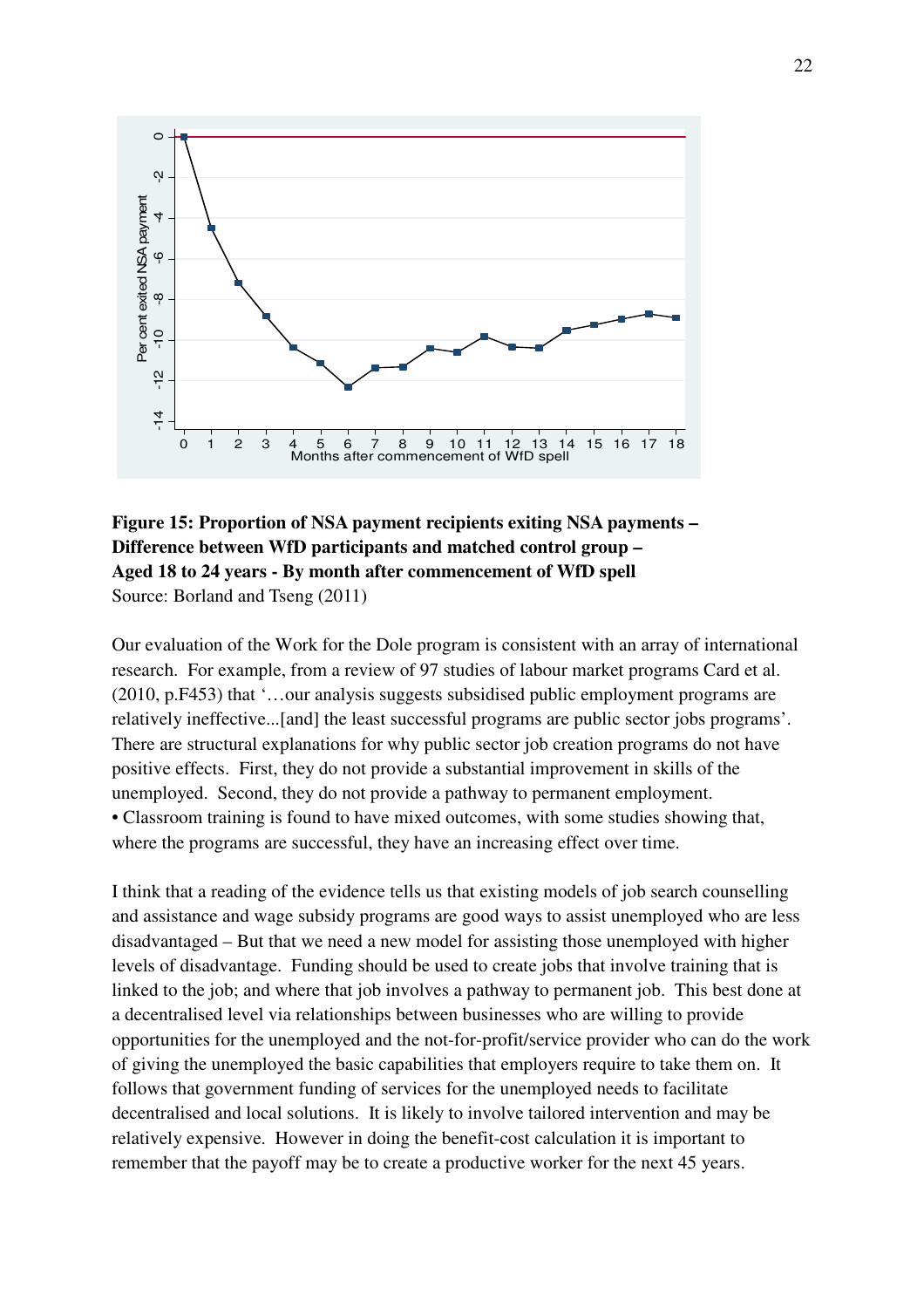**Figure 15: Proportion of NSA payment recipients exiting NSA payments – Difference between WfD participants and matched control group – Aged 18 to 24 years - By month after commencement of WfD spell**
Source: Borland and Tseng (2011)

Our evaluation of the Work for the Dole program is consistent with an array of international research. For example, from a review of 97 studies of labour market programs Card et al. (2010, p.F453) that '…our analysis suggests subsidised public employment programs are relatively ineffective...[and] the least successful programs are public sector jobs programs'. There are structural explanations for why public sector job creation programs do not have positive effects. First, they do not provide a substantial improvement in skills of the unemployed. Second, they do not provide a pathway to permanent employment.
• Classroom training is found to have mixed outcomes, with some studies showing that, where the programs are successful, they have an increasing effect over time.

I think that a reading of the evidence tells us that existing models of job search counselling and assistance and wage subsidy programs are good ways to assist unemployed who are less disadvantaged – But that we need a new model for assisting those unemployed with higher levels of disadvantage. Funding should be used to create jobs that involve training that is linked to the job; and where that job involves a pathway to permanent job. This best done at a decentralised level via relationships between businesses who are willing to provide opportunities for the unemployed and the not-for-profit/service provider who can do the work of giving the unemployed the basic capabilities that employers require to take them on. It follows that government funding of services for the unemployed needs to facilitate decentralised and local solutions. It is likely to involve tailored intervention and may be relatively expensive. However in doing the benefit-cost calculation it is important to remember that the payoff may be to create a productive worker for the next 45 years.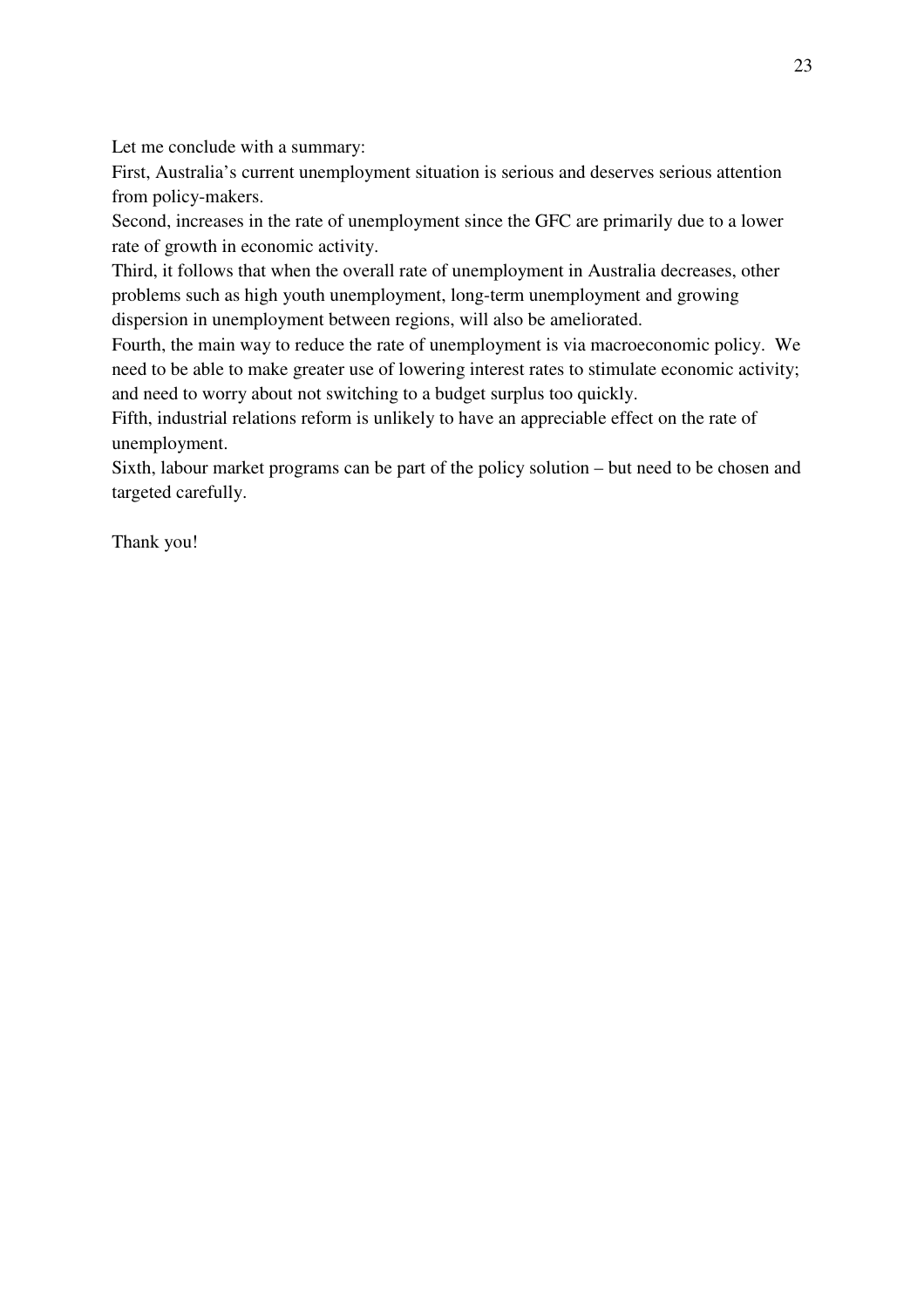Let me conclude with a summary:

First, Australia's current unemployment situation is serious and deserves serious attention from policy-makers.

Second, increases in the rate of unemployment since the GFC are primarily due to a lower rate of growth in economic activity.

Third, it follows that when the overall rate of unemployment in Australia decreases, other problems such as high youth unemployment, long-term unemployment and growing dispersion in unemployment between regions, will also be ameliorated.

Fourth, the main way to reduce the rate of unemployment is via macroeconomic policy. We need to be able to make greater use of lowering interest rates to stimulate economic activity; and need to worry about not switching to a budget surplus too quickly.

Fifth, industrial relations reform is unlikely to have an appreciable effect on the rate of unemployment.

Sixth, labour market programs can be part of the policy solution – but need to be chosen and targeted carefully.

Thank you!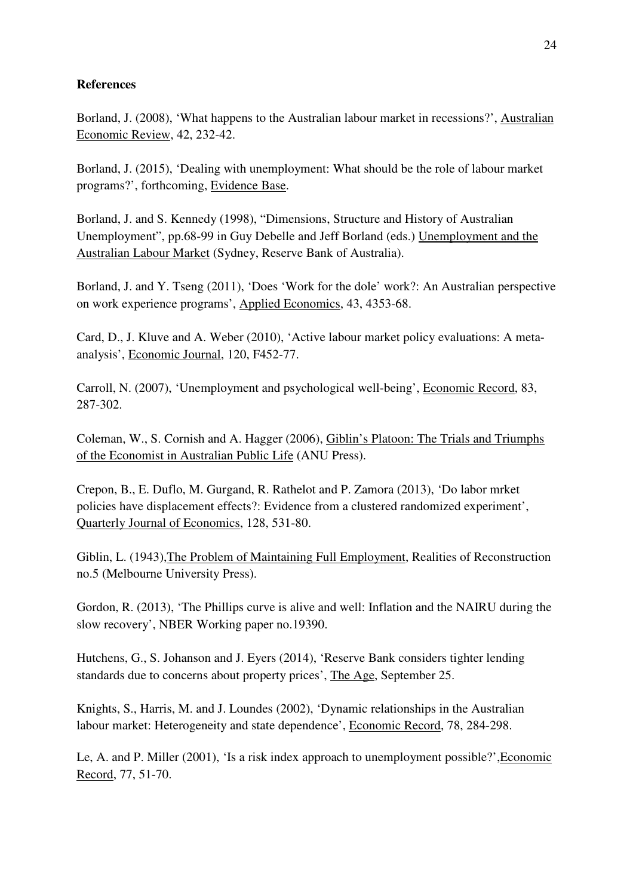**References**

Borland, J. (2008), 'What happens to the Australian labour market in recessions?', Australian Economic Review, 42, 232-42.

Borland, J. (2015), 'Dealing with unemployment: What should be the role of labour market programs?', forthcoming, Evidence Base.

Borland, J. and S. Kennedy (1998), "Dimensions, Structure and History of Australian Unemployment", pp.68-99 in Guy Debelle and Jeff Borland (eds.) Unemployment and the Australian Labour Market (Sydney, Reserve Bank of Australia).

Borland, J. and Y. Tseng (2011), 'Does 'Work for the dole' work?: An Australian perspective on work experience programs', Applied Economics, 43, 4353-68.

Card, D., J. Kluve and A. Weber (2010), 'Active labour market policy evaluations: A meta-analysis', Economic Journal, 120, F452-77.

Carroll, N. (2007), 'Unemployment and psychological well-being', Economic Record, 83, 287-302.

Coleman, W., S. Cornish and A. Hagger (2006), Giblin's Platoon: The Trials and Triumphs of the Economist in Australian Public Life (ANU Press).

Crepon, B., E. Duflo, M. Gurgand, R. Rathelot and P. Zamora (2013), 'Do labor mrket policies have displacement effects?: Evidence from a clustered randomized experiment', Quarterly Journal of Economics, 128, 531-80.

Giblin, L. (1943),The Problem of Maintaining Full Employment, Realities of Reconstruction no.5 (Melbourne University Press).

Gordon, R. (2013), 'The Phillips curve is alive and well: Inflation and the NAIRU during the slow recovery', NBER Working paper no.19390.

Hutchens, G., S. Johanson and J. Eyers (2014), 'Reserve Bank considers tighter lending standards due to concerns about property prices', The Age, September 25.

Knights, S., Harris, M. and J. Loundes (2002), 'Dynamic relationships in the Australian labour market: Heterogeneity and state dependence', Economic Record, 78, 284-298.

Le, A. and P. Miller (2001), 'Is a risk index approach to unemployment possible?',Economic Record, 77, 51-70.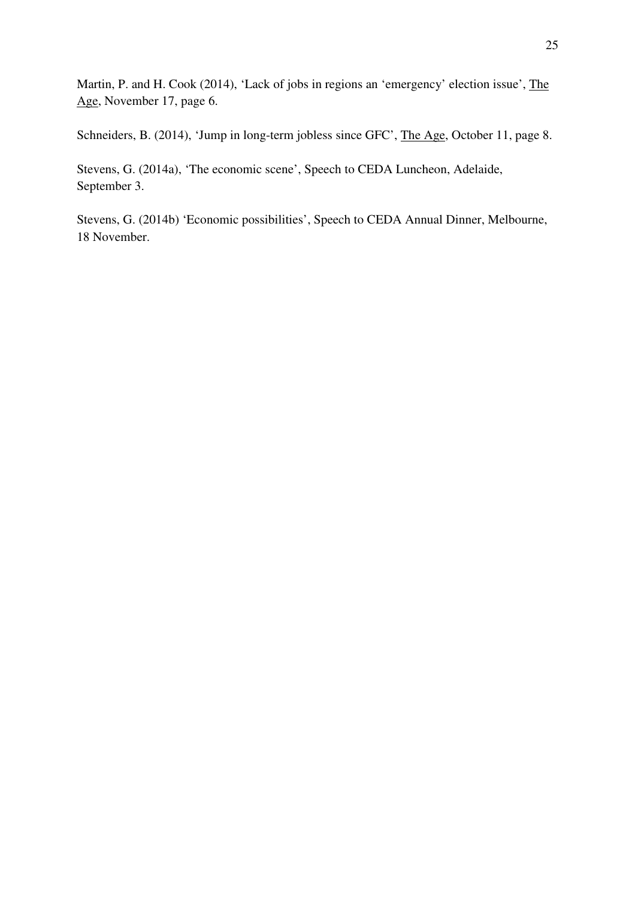Martin, P. and H. Cook (2014), ‘Lack of jobs in regions an ‘emergency’ election issue’, The Age, November 17, page 6.

Schneiders, B. (2014), ‘Jump in long-term jobless since GFC’, The Age, October 11, page 8.

Stevens, G. (2014a), ‘The economic scene’, Speech to CEDA Luncheon, Adelaide, September 3.

Stevens, G. (2014b) ‘Economic possibilities’, Speech to CEDA Annual Dinner, Melbourne, 18 November.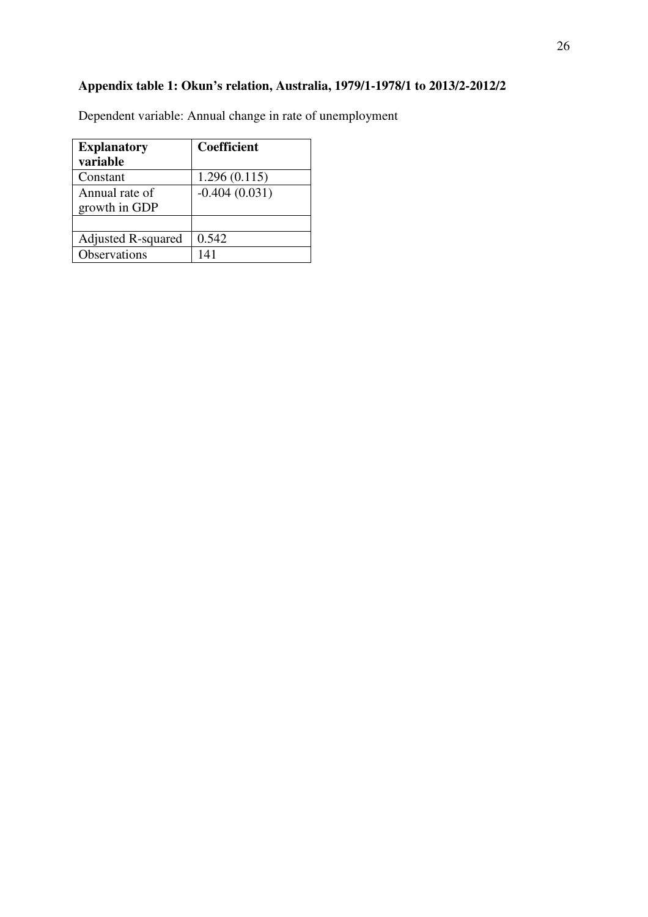**Appendix table 1: Okun's relation, Australia, 1979/1-1978/1 to 2013/2-2012/2**

Dependent variable: Annual change in rate of unemployment

| **Explanatory variable** | **Coefficient** |
|---|---|
| Constant | 1.296 (0.115) |
| Annual rate of growth in GDP | -0.404 (0.031) |
| | |
| Adjusted R-squared | 0.542 |
| Observations | 141 |